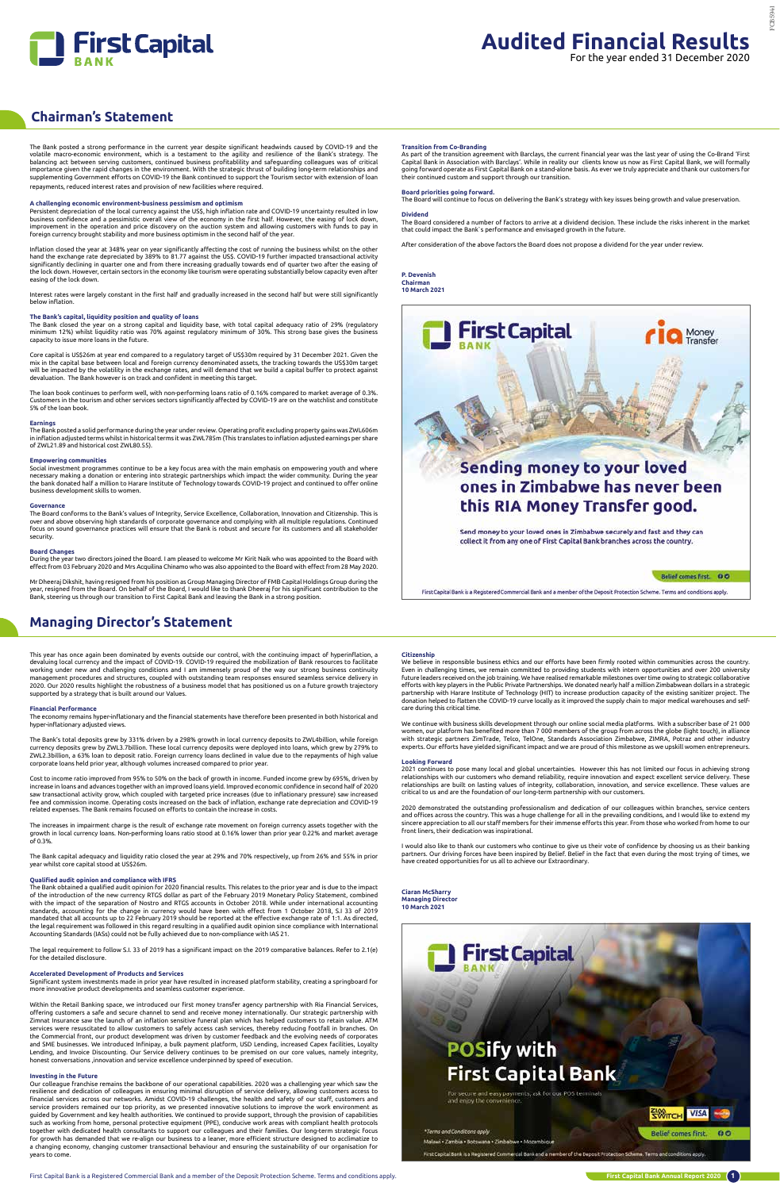# Audited Financial Results

For the year ended 31 December 2020

## Chairman's Statement

The Bank posted a strong performance in the current year despite significant headwinds caused by COVID-19 and the volatile macro-economic environment, which is a testament to the agility and resilience of the Bank's strategy. The balancing act between serving customers, continued business profitablility and safeguarding colleagues was of critical importance given the rapid changes in the environment. With the strategic thrust of building long-term relationships and supplementing Government efforts on COVID-19 the Bank continued to support the Tourism sector with extension of loan repayments, reduced interest rates and provision of new facilities where required.

### A challenging economic environment-business pessimism and optimism

Persistent depreciation of the local currency against the US$, high inflation rate and COVID-19 uncertainty resulted in low business confidence and a pessimistic overall view of the economy in the first half. However, the easing of lock down, improvement in the operation and price discovery on the auction system and allowing customers with funds to pay in foreign currency brought stability and more business optimism in the second half of the year.

Inflation closed the year at 348% year on year significantly affecting the cost of running the business whilst on the other hand the exchange rate depreciated by 389% to 81.77 against the US$. COVID-19 further impacted transactional activity significantly declining in quarter one and from there increasing gradually towards end of quarter two after the easing of the lock down. However, certain sectors in the economy like tourism were operating substantially below capacity even after easing of the lock down.

Interest rates were largely constant in the first half and gradually increased in the second half but were still significantly below inflation.

### The Bank's capital, liquidity position and quality of loans

The Bank closed the year on a strong capital and liquidity base, with total capital adequacy ratio of 29% (regulatory minimum 12%) whilst liquidity ratio was 70% against regulatory minimum of 30%. This strong base gives the business capacity to issue more loans in the future.

Core capital is US$26m at year end compared to a regulatory target of US$30m required by 31 December 2021. Given the mix in the capital base between local and foreign currency denominated assets, the tracking towards the US$30m target will be impacted by the volatility in the exchange rates, and will demand that we build a capital buffer to protect against devaluation. The Bank however is on track and confident in meeting this target.

The loan book continues to perform well, with non-performing loans ratio of 0.16% compared to market average of 0.3%. Customers in the tourism and other services sectors significantly affected by COVID-19 are on the watchlist and constitute 5% of the loan book.

### Earnings

The Bank posted a solid performance during the year under review. Operating profit excluding property gains was ZWL606m in inflation adjusted terms whilst in historical terms it was ZWL785m (This translates to inflation adjusted earnings per share of ZWL21.89 and historical cost ZWL80.55).

### Empowering communities

Social investment programmes continue to be a key focus area with the main emphasis on empowering youth and where necessary making a donation or entering into strategic partnerships which impact the wider community. During the year the bank donated half a million to Harare Institute of Technology towards COVID-19 project and continued to offer online business development skills to women.

### Governance

The Board conforms to the Bank's values of Integrity, Service Excellence, Collaboration, Innovation and Citizenship. This is over and above observing high standards of corporate governance and complying with all multiple regulations. Continued focus on sound governance practices will ensure that the Bank is robust and secure for its customers and all stakeholder security.

### Board Changes

During the year two directors joined the Board. I am pleased to welcome Mr Kirit Naik who was appointed to the Board with effect from 03 February 2020 and Mrs Acquilina Chinamo who was also appointed to the Board with effect from 28 May 2020.

Mr Dheeraj Dikshit, having resigned from his position as Group Managing Director of FMB Capital Holdings Group during the year, resigned from the Board. On behalf of the Board, I would like to thank Dheeraj for his significant contribution to the Bank, steering us through our transition to First Capital Bank and leaving the Bank in a strong position.

### Transition from Co-Branding

As part of the transition agreement with Barclays, the current financial year was the last year of using the Co-Brand 'First Capital Bank in Association with Barclays'. While in reality our clients know us now as First Capital Bank, we will formally going forward operate as First Capital Bank on a stand-alone basis. As ever we truly appreciate and thank our customers for their continued custom and support through our transition.

### Board priorities going forward.

The Board will continue to focus on delivering the Bank's strategy with key issues being growth and value preservation.

### Dividend

The Board considered a number of factors to arrive at a dividend decision. These include the risks inherent in the market that could impact the Bank's performance and envisaged growth in the future.

After consideration of the above factors the Board does not propose a dividend for the year under review.

**P. Devenish**
**Chairman**
**10 March 2021**

First Capital Bank | ria Money Transfer

**Sending money to your loved ones in Zimbabwe has never been this RIA Money Transfer good.**

Send money to your loved ones in Zimbabwe securely and fast and they can collect it from any one of First Capital Bank branches across the country.

Belief comes first.

First Capital Bank is a Registered Commercial Bank and a member of the Deposit Protection Scheme. Terms and conditions apply.

## Managing Director's Statement

This year has once again been dominated by events outside our control, with the continuing impact of hyperinflation, a devaluing local currency and the impact of COVID-19. COVID-19 required the mobilization of Bank resources to facilitate working under new and challenging conditions and I am immensely proud of the way our strong business continuity management procedures and structures, coupled with outstanding team responses ensured seamless service delivery in 2020. Our 2020 results highlight the robustness of a business model that has positioned us on a future growth trajectory supported by a strategy that is built around our Values.

### Financial Performance

The economy remains hyper-inflationary and the financial statements have therefore been presented in both historical and hyper-inflationary adjusted views.

The Bank's total deposits grew by 331% driven by a 298% growth in local currency deposits to ZWL4billion, while foreign currency deposits grew by ZWL3.7billion. These local currency deposits were deployed into loans, which grew by 279% to ZWL2.3billion, a 63% loan to deposit ratio. Foreign currency loans declined in value due to the repayments of high value corporate loans held prior year, although volumes increased compared to prior year.

Cost to income ratio improved from 95% to 50% on the back of growth in income. Funded income grew by 695%, driven by increase in loans and advances together with an improved loans yield. Improved economic confidence in second half of 2020 saw transactional activity grow, which coupled with targeted price increases (due to inflationary pressure) saw increased fee and commission income. Operating costs increased on the back of inflation, exchange rate depreciation and COVID-19 related expenses. The Bank remains focused on efforts to contain the increase in costs.

The increases in impairment charge is the result of exchange rate movement on foreign currency assets together with the growth in local currency loans. Non-performing loans ratio stood at 0.16% lower than prior year 0.22% and market average of 0.3%.

The Bank capital adequacy and liquidity ratio closed the year at 29% and 70% respectively, up from 26% and 55% in prior year whilst core capital stood at US$26m.

### Qualified audit opinion and compliance with IFRS

The Bank obtained a qualified audit opinion for 2020 financial results. This relates to the prior year and is due to the impact of the introduction of the new currency RTGS dollar as part of the February 2019 Monetary Policy Statement, combined with the impact of the separation of Nostro and RTGS accounts in October 2018. While under international accounting standards, accounting for the change in currency would have been with effect from 1 October 2018, S.I 33 of 2019 mandated that all accounts up to 22 February 2019 should be reported at the effective exchange rate of 1:1. As directed, the legal requirement was followed in this regard resulting in a qualified audit opinion since compliance with International Accounting Standards (IASs) could not be fully achieved due to non-compliance with IAS 21.

The legal requirement to follow S.I. 33 of 2019 has a significant impact on the 2019 comparative balances. Refer to 2.1(e) for the detailed disclosure.

### Accelerated Development of Products and Services

Significant system investments made in prior year have resulted in increased platform stability, creating a springboard for more innovative product developments and seamless customer experience.

Within the Retail Banking space, we introduced our first money transfer agency partnership with Ria Financial Services, offering customers a safe and secure channel to send and receive money internationally. Our strategic partnership with Zimnat Insurance saw the launch of an inflation sensitive funeral plan which has helped customers to retain value. ATM services were resuscitated to allow customers to safely access cash services, thereby reducing footfall in branches. On the Commercial front, our product development was driven by customer feedback and the evolving needs of corporates and SME businesses. We introduced Infinipay, a bulk payment platform, USD Lending, increased Capex Facilities, Loyalty Lending, and Invoice Discounting. Our Service delivery continues to be premised on our core values, namely integrity, honest conversations ,innovation and service excellence underpinned by speed of execution.

### Investing in the Future

Our colleague franchise remains the backbone of our operational capabilities. 2020 was a challenging year which saw the resilience and dedication of colleagues in ensuring minimal disruption of service delivery, allowing customers access to financial services across our networks. Amidst COVID-19 challenges, the health and safety of our staff, customers and service providers remained our top priority, as we presented innovative solutions to improve the work environment as guided by Government and key health authorities. We continued to provide support, through the provision of capabilities such as working from home, personal protective equipment (PPE), conducive work areas with compliant health protocols together with dedicated health consultants to support our colleagues and their families. Our long-term strategic focus for growth has demanded that we re-align our business to a leaner, more efficient structure designed to acclimatize to a changing economy, changing customer transactional behaviour and ensuring the sustainability of our organisation for years to come.

### Citizenship

We believe in responsible business ethics and our efforts have been firmly rooted within communities across the country. Even in challenging times, we remain committed to providing students with intern opportunities and over 200 university future leaders received on the job training. We have realised remarkable milestones over time owing to strategic collaborative efforts with key players in the Public Private Partnerships. We donated nearly half a million Zimbabwean dollars in a strategic partnership with Harare Institute of Technology (HIT) to increase production capacity of the existing sanitizer project. The donation helped to flatten the COVID-19 curve locally as it improved the supply chain to major medical warehouses and self-care during this critical time.

We continue with business skills development through our online social media platforms. With a subscriber base of 21 000 women, our platform has benefited more than 7 000 members of the group from across the globe (light touch), in alliance with strategic partners ZimTrade, Telco, TelOne, Standards Association Zimbabwe, ZIMRA, Potraz and other industry experts. Our efforts have yielded significant impact and we are proud of this milestone as we upskill women entrepreneurs.

### Looking Forward

2021 continues to pose many local and global uncertainties. However this has not limited our focus in achieving strong relationships with our customers who demand reliability, require innovation and expect excellent service delivery. These relationships are built on lasting values of integrity, collaboration, innovation, and service excellence. These values are critical to us and are the foundation of our long-term partnership with our customers.

2020 demonstrated the outstanding professionalism and dedication of our colleagues within branches, service centers and offices across the country. This was a huge challenge for all in the prevailing conditions, and I would like to extend my sincere appreciation to all our staff members for their immense efforts this year. From those who worked from home to our front liners, their dedication was inspirational.

I would also like to thank our customers who continue to give us their vote of confidence by choosing us as their banking partners. Our driving forces have been inspired by Belief. Belief in the fact that even during the most trying of times, we have created opportunities for us all to achieve our Extraordinary.

**Ciaran McSharry**
**Managing Director**
**10 March 2021**

First Capital Bank

**POSify with First Capital Bank**

For secure and easy payments, ask for our POS terminals and enjoy the convenience.

*Terms and Conditions apply

Malawi • Zambia • Botswana • Zimbabwe • Mozambique

Belief comes first.

First Capital Bank is a Registered Commercial Bank and a member of the Deposit Protection Scheme. Terms and conditions apply.

First Capital Bank is a Registered Commercial Bank and a member of the Deposit Protection Scheme. Terms and conditions apply.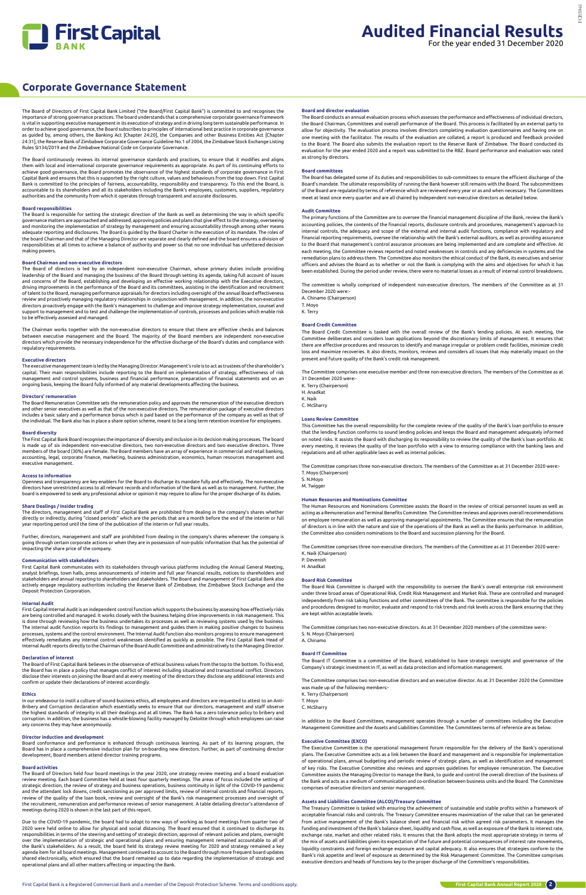# Audited Financial Results

For the year ended 31 December 2020

## Corporate Governance Statement

The Board of Directors of First Capital Bank Limited ("the Board/First Capital Bank") is committed to and recognises the importance of strong governance practices. The board understands that a comprehensive corporate governance framework is vital in supporting executive management in its execution of strategy and in driving long term sustainable performance. In order to achieve good governance, the Board subscribes to principles of international best practice in corporate governance as guided by, among others, the Banking Act [Chapter 24:20], the Companies and other Business Entities Act [Chapter 24:31], the Reserve Bank of Zimbabwe Corporate Governance Guideline No.1 of 2004, the Zimbabwe Stock Exchange Listing Rules SI134/2019 and the Zimbabwe National Code on Corporate Governance.

The Board continuously reviews its internal governance standards and practices, to ensure that it modifies and aligns them with local and international corporate governance requirements as appropriate. As part of its continuing efforts to achieve good governance, the Board promotes the observance of the highest standards of corporate governance in First Capital Bank and ensures that this is supported by the right culture, values and behaviours from the top down. First Capital Bank is committed to the principles of fairness, accountability, responsibility and transparency. To this end the Board, is accountable to its shareholders and all its stakeholders including the Bank's employees, customers, suppliers, regulatory authorities and the community from which it operates through transparent and accurate disclosures.

### Board responsibilities

The Board is responsible for setting the strategic direction of the Bank as well as determining the way in which specific governance matters are approached and addressed, approving policies and plans that give effect to the strategy, overseeing and monitoring the implementation of strategy by management and ensuring accountability through among other means adequate reporting and disclosures. The Board is guided by the Board Charter in the execution of its mandate. The roles of the board Chairman and that of the Managing Director are separate and clearly defined and the board ensures a division of responsibilities at all times to achieve a balance of authority and power so that no one individual has unfettered decision making powers.

### Board Chairman and non-executive directors

The Board of directors is led by an independent non-executive Chairman, whose primary duties include providing leadership of the Board and managing the business of the Board through setting its agenda, taking full account of issues and concerns of the Board, establishing and developing an effective working relationship with the Executive directors, driving improvements in the performance of the Board and its committees, assisting in the identification and recruitment of talent to the Board, managing performance appraisals for directors including oversight of the annual Board effectiveness review and proactively managing regulatory relationships in conjunction with management. In addition, the non-executive directors proactively engage with the Bank's management to challenge and improve strategy implementation, counsel and support to management and to test and challenge the implementation of controls, processes and policies which enable risk to be effectively assessed and managed.

The Chairman works together with the non-executive directors to ensure that there are effective checks and balances between executive management and the Board. The majority of the Board members are independent non-executive directors which provide the necessary independence for the effective discharge of the Board's duties and compliance with regulatory requirements.

### Executive directors

The executive management team is led by the Managing Director. Management's role is to act as trustees of the shareholder's capital. Their main responsibilities include reporting to the Board on implementation of strategy, effectiveness of risk management and control systems, business and financial performance, preparation of financial statements and on an ongoing basis, keeping the Board fully informed of any material developments affecting the business.

### Directors' remuneration

The Board Remuneration Committee sets the remuneration policy and approves the remuneration of the executive directors and other senior executives as well as that of the non-executive directors. The remuneration package of executive directors includes a basic salary and a performance bonus which is paid based on the performance of the company as well as that of the individual. The Bank also has in place a share option scheme, meant to be a long term retention incentive for employees.

### Board diversity

The First Capital Bank Board recognises the importance of diversity and inclusion in its decision making processes. The board is made up of six independent non-executive directors, two non-executive directors and two executive directors. Three members of the board (30%) are female. The Board members have an array of experience in commercial and retail banking, accounting, legal, corporate finance, marketing, business administration, economics, human resources management and executive management.

### Access to information

Openness and transparency are key enablers for the Board to discharge its mandate fully and effectively. The non-executive directors have unrestricted access to all relevant records and information of the Bank as well as to management. Further, the board is empowered to seek any professional advice or opinion it may require to allow for the proper discharge of its duties.

### Share Dealings / Insider trading

The directors, management and staff of First Capital Bank are prohibited from dealing in the company's shares whether directly or indirectly, during "closed periods" which are the periods that are a month before the end of the interim or full year reporting period until the time of the publication of the interim or full year results.

Further, directors, management and staff are prohibited from dealing in the company's shares whenever the company is going through certain corporate actions or when they are in possession of non-public information that has the potential of impacting the share price of the company.

### Communication with stakeholders

First Capital Bank communicates with its stakeholders through various platforms including the Annual General Meeting, analyst briefings, town halls, press announcements of interim and full year financial results, notices to shareholders and stakeholders and annual reporting to shareholders and stakeholders. The Board and management of First Capital Bank also actively engage regulatory authorities including the Reserve Bank of Zimbabwe, the Zimbabwe Stock Exchange and the Deposit Protection Corporation.

### Internal Audit

First Capital Internal Audit is an independent control function which supports the business by assessing how effectively risks are being controlled and managed. It works closely with the business helping drive improvements in risk management. This is done through reviewing how the business undertakes its processes as well as reviewing systems used by the business. The internal audit function reports its findings to management and guides them in making positive changes to business processes, systems and the control environment. The Internal Audit function also monitors progress to ensure management effectively remediates any internal control weaknesses identified as quickly as possible. The First Capital Bank Head of Internal Audit reports directly to the Chairman of the Board Audit Committee and administratively to the Managing Director.

### Declaration of interest

The Board of First Capital Bank believes in the observance of ethical business values from the top to the bottom. To this end, the Board has in place a policy that manages conflict of interest including situational and transactional conflict. Directors disclose their interests on joining the Board and at every meeting of the directors they disclose any additional interests and confirm or update their declarations of interest accordingly.

### Ethics

In our endeavour to instil a culture of sound business ethics, all employees and directors are requested to attest to an Anti-Bribery and Corruption declaration which essentially seeks to ensure that our directors, management and staff observe the highest standards of integrity in all their dealings and at all times. The Bank has a zero tolerance policy to bribery and corruption. In addition, the business has a whistle-blowing facility managed by Deloitte through which employees can raise any concerns they may have anonymously.

### Director induction and development

Board conformance and performance is enhanced through continuous learning. As part of its learning program, the Board has in place a comprehensive induction plan for on-boarding new directors. Further, as part of continuing director development, Board members attend director training programs.

### Board activities

The Board of Directors held four board meetings in the year 2020, one strategy review meeting and a board evaluation review meeting. Each board Committee held at least four quarterly meetings. The areas of focus included the setting of strategic direction, the review of strategy and business operations, business continuity in light of the COVID-19 pandemic and the attendant lock downs, credit sanctioning as per approved limits, review of internal controls and financial reports, review of the quality of the loan book, review and oversight of the Bank's risk management processes and oversight of the recruitment, remuneration and performance reviews of senior management. A table detailing director's attendance of meetings during 2020 is shown in the last part of this report.

Due to the COVID-19 pandemic, the board had to adopt to new ways of working as board meetings from quarter two of 2020 were held online to allow for physical and social distancing. The Board ensured that it continued to discharge its responsibilities in terms of the steering and setting of strategic direction, approval of relevant policies and plans, oversight over the implementation of strategic and operational plans and ensuring management remained accountable to all of the Bank's stakeholders. As a result, the board held its strategy review meeting for 2020 and strategy remained a key agenda item for all board meetings. Management continued to account to the Board through more frequent board updates shared electronically, which ensured that the board remained up to date regarding the implementation of strategic and operational plans and all other matters affecting or impacting the Bank.

### Board and director evaluation

The Board conducts an annual evaluation process which assesses the performance and effectiveness of individual directors, the Board Chairman, Committees and overall performance of the Board. This process is facilitated by an external party to allow for objectivity. The evaluation process involves directors completing evaluation questionnaires and having one on one meeting with the facilitator. The results of the evaluation are collated, a report is produced and feedback provided to the Board. The Board also submits the evaluation report to the Reserve Bank of Zimbabwe. The Board conducted its evaluation for the year ended 2020 and a report was submitted to the RBZ. Board performance and evaluation was rated as strong by directors.

### Board committees

The Board has delegated some of its duties and responsibilities to sub-committees to ensure the efficient discharge of the Board's mandate. The ultimate responsibility of running the Bank however still remains with the Board. The subcommittees of the Board are regulated by terms of reference which are reviewed every year or as and when necessary. The Committees meet at least once every quarter and are all chaired by Independent non-executive directors as detailed below.

### Audit Committee

The primary functions of the Committee are to oversee the financial management discipline of the Bank, review the Bank's accounting policies, the contents of the financial reports, disclosure controls and procedures, management's approach to internal controls, the adequacy and scope of the external and internal audit functions, compliance with regulatory and financial reporting requirements, oversee the relationship with the Bank's external auditors, as well as providing assurance to the Board that management's control assurance processes are being implemented and are complete and effective. At each meeting, the Committee reviews reported and noted weaknesses in controls and any deficiencies in systems and the remediation plans to address them. The Committee also monitors the ethical conduct of the Bank, its executives and senior officers and advises the Board as to whether or not the Bank is complying with the aims and objectives for which it has been established. During the period under review, there were no material losses as a result of internal control breakdowns.

The committee is wholly comprised of independent non-executive directors. The members of the Committee as at 31 December 2020 were:-

- A. Chinamo (Chairperson)
- T. Moyo
- K. Terry

### Board Credit Committee

The Board Credit Committee is tasked with the overall review of the Bank's lending policies. At each meeting, the Committee deliberates and considers loan applications beyond the discretionary limits of management. It ensures that there are effective procedures and resources to identify and manage irregular or problem credit facilities, minimize credit loss and maximize recoveries. It also directs, monitors, reviews and considers all issues that may materially impact on the present and future quality of the Bank's credit risk management.

The Committee comprises one executive member and three non-executive directors. The members of the Committee as at 31 December 2020 were:-

- K. Terry (Chairperson)
- H. Anadkat
- K. Naik
- C. McSharry

### Loans Review Committee

This Committee has the overall responsibility for the complete review of the quality of the Bank's loan portfolio to ensure that the lending function conforms to sound lending policies and keeps the Board and management adequately informed on noted risks. It assists the Board with discharging its responsibility to review the quality of the Bank's loan portfolio. At every meeting, it reviews the quality of the loan portfolio with a view to ensuring compliance with the banking laws and regulations and all other applicable laws as well as internal policies.

The Committee comprises three non-executive directors. The members of the Committee as at 31 December 2020 were:-

- T. Moyo (Chairperson)
- S. N.Moyo
- M. Twigger

### Human Resources and Nominations Committee

The Human Resources and Nominations Committee assists the Board in the review of critical personnel issues as well as acting as a Remuneration and Terminal Benefits Committee. The Committee reviews and approves overall recommendations on employee remuneration as well as approving managerial appointments. The Committee ensures that the remuneration of directors is in line with the nature and size of the operations of the Bank as well as the Banks performance. In addition, the Committee also considers nominations to the Board and succession planning for the Board.

The Committee comprises three non-executive directors. The members of the Committee as at 31 December 2020 were:-

- K. Naik (Chairperson)
- P. Devenish
- H. Anadkat

### Board Risk Committee

The Board Risk Committee is charged with the responsibility to oversee the Bank's overall enterprise risk environment under three broad areas of Operational Risk, Credit Risk Management and Market Risk. These are controlled and managed independently from risk taking functions and other committees of the Bank. The Committee is responsible for the policies and procedures designed to monitor, evaluate and respond to risk trends and risk levels across the Bank ensuring that they are kept within acceptable levels.

The Committee comprises two non-executive directors. As at 31 December 2020 members of the committee were:-

- S. N. Moyo (Chairperson)
- A. Chinamo

### Board IT Committee

The Board IT Committee is a committee of the Board, established to have strategic oversight and governance of the Company's strategic investment in IT, as well as data protection and information management.

The Committee comprises two non-executive directors and an executive director. As at 31 December 2020 the Committee was made up of the following members:-

- K. Terry (Chairperson)
- T. Moyo
- C. McSharry

In addition to the Board Committees, management operates through a number of committees including the Executive Management Committee and the Assets and Liabilities Committee. The Committees terms of reference are as below.

### Executive Committee (EXCO)

The Executive Committee is the operational management forum responsible for the delivery of the Bank's operational plans. The Executive Committee acts as a link between the Board and management and is responsible for implementation of operational plans, annual budgeting and periodic review of strategic plans, as well as identification and management of key risks. The Executive Committee also reviews and approves guidelines for employee remuneration. The Executive Committee assists the Managing Director to manage the Bank, to guide and control the overall direction of the business of the Bank and acts as a medium of communication and co-ordination between business units and the Board. The Committee comprises of executive directors and senior management.

### Assets and Liabilities Committee (ALCO)/Treasury Committee

The Treasury Committee is tasked with ensuring the achievement of sustainable and stable profits within a framework of acceptable financial risks and controls. The Treasury Committee ensures maximization of the value that can be generated from active management of the Bank's balance sheet and financial risk within agreed risk parameters. It manages the funding and investment of the Bank's balance sheet, liquidity and cash flow, as well as exposure of the Bank to interest rate, exchange rate, market and other related risks. It ensures that the Bank adopts the most appropriate strategy in terms of the mix of assets and liabilities given its expectation of the future and potential consequences of interest rate movements, liquidity constraints and foreign exchange exposure and capital adequacy. It also ensures that strategies conform to the Bank's risk appetite and level of exposure as determined by the Risk Management Committee. The Committee comprises executive directors and heads of Functions key to the proper discharge of the Committee's responsibilities.

First Capital Bank is a Registered Commercial Bank and a member of the Deposit Protection Scheme. Terms and conditions apply.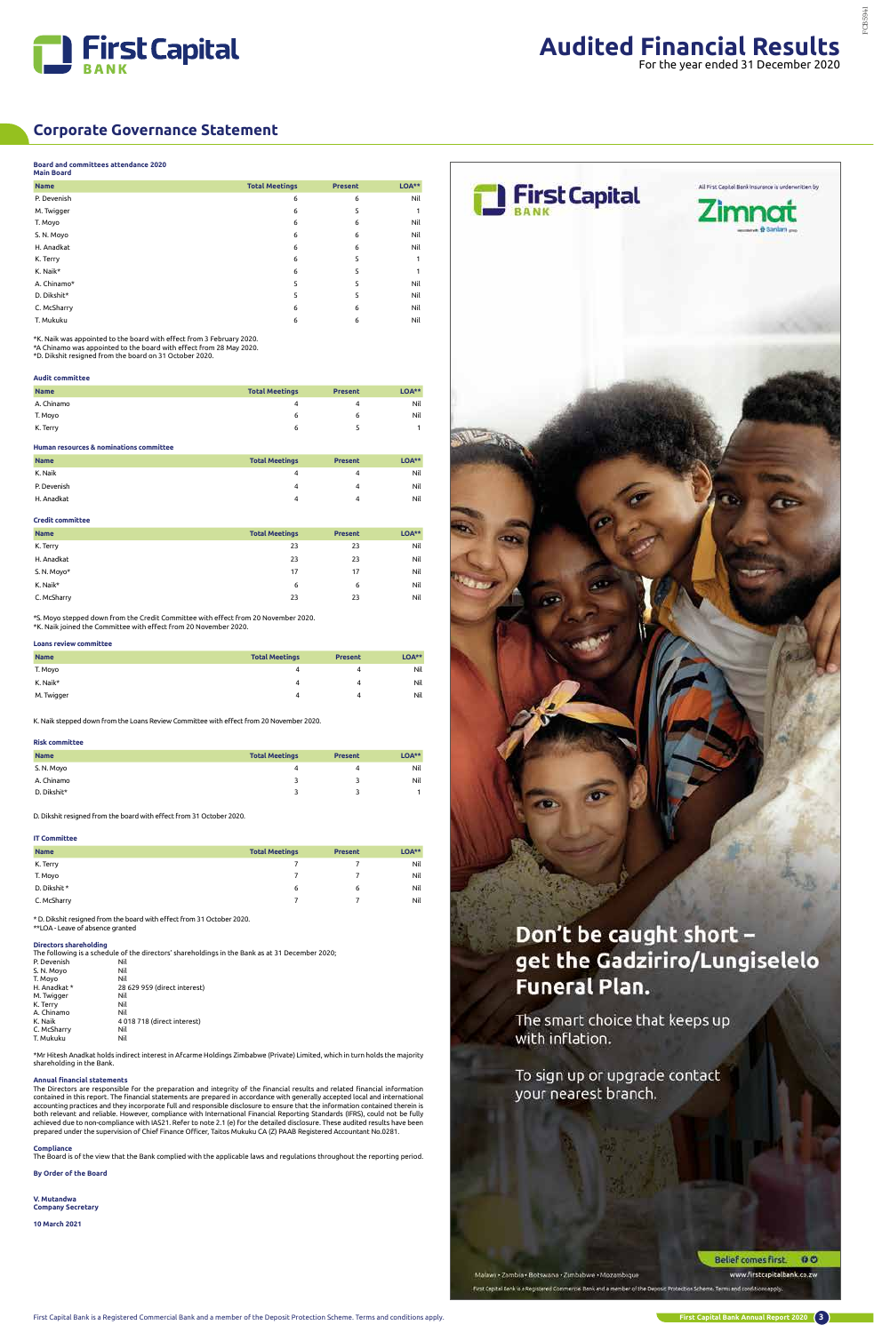# Audited Financial Results

For the year ended 31 December 2020

## Corporate Governance Statement

**Board and committees attendance 2020**
**Main Board**

| Name | Total Meetings | Present | LOA** |
|---|---|---|---|
| P. Devenish | 6 | 6 | Nil |
| M. Twigger | 6 | 5 | 1 |
| T. Moyo | 6 | 6 | Nil |
| S. N. Moyo | 6 | 6 | Nil |
| H. Anadkat | 6 | 6 | Nil |
| K. Terry | 6 | 5 | 1 |
| K. Naik* | 6 | 5 | 1 |
| A. Chinamo* | 5 | 5 | Nil |
| D. Dikshit* | 5 | 5 | Nil |
| C. McSharry | 6 | 6 | Nil |
| T. Mukuku | 6 | 6 | Nil |

*K. Naik was appointed to the board with effect from 3 February 2020.
*A Chinamo was appointed to the board with effect from 28 May 2020.
*D. Dikshit resigned from the board on 31 October 2020.

**Audit committee**

| Name | Total Meetings | Present | LOA** |
|---|---|---|---|
| A. Chinamo | 4 | 4 | Nil |
| T. Moyo | 6 | 6 | Nil |
| K. Terry | 6 | 5 | 1 |

**Human resources & nominations committee**

| Name | Total Meetings | Present | LOA** |
|---|---|---|---|
| K. Naik | 4 | 4 | Nil |
| P. Devenish | 4 | 4 | Nil |
| H. Anadkat | 4 | 4 | Nil |

**Credit committee**

| Name | Total Meetings | Present | LOA** |
|---|---|---|---|
| K. Terry | 23 | 23 | Nil |
| H. Anadkat | 23 | 23 | Nil |
| S. N. Moyo* | 17 | 17 | Nil |
| K. Naik* | 6 | 6 | Nil |
| C. McSharry | 23 | 23 | Nil |

*S. Moyo stepped down from the Credit Committee with effect from 20 November 2020.
*K. Naik joined the Committee with effect from 20 November 2020.

**Loans review committee**

| Name | Total Meetings | Present | LOA** |
|---|---|---|---|
| T. Moyo | 4 | 4 | Nil |
| K. Naik* | 4 | 4 | Nil |
| M. Twigger | 4 | 4 | Nil |

K. Naik stepped down from the Loans Review Committee with effect from 20 November 2020.

**Risk committee**

| Name | Total Meetings | Present | LOA** |
|---|---|---|---|
| S. N. Moyo | 4 | 4 | Nil |
| A. Chinamo | 3 | 3 | Nil |
| D. Dikshit* | 3 | 3 | 1 |

D. Dikshit resigned from the board with effect from 31 October 2020.

**IT Committee**

| Name | Total Meetings | Present | LOA** |
|---|---|---|---|
| K. Terry | 7 | 7 | Nil |
| T. Moyo | 7 | 7 | Nil |
| D. Dikshit * | 6 | 6 | Nil |
| C. McSharry | 7 | 7 | Nil |

* D. Dikshit resigned from the board with effect from 31 October 2020.
**LOA - Leave of absence granted

**Directors shareholding**

The following is a schedule of the directors' shareholdings in the Bank as at 31 December 2020;

| | |
|---|---|
| P. Devenish | Nil |
| S. N. Moyo | Nil |
| T. Moyo | Nil |
| H. Anadkat * | 28 629 959 (direct interest) |
| M. Twigger | Nil |
| K. Terry | Nil |
| A. Chinamo | Nil |
| K. Naik | 4 018 718 (direct interest) |
| C. McSharry | Nil |
| T. Mukuku | Nil |

*Mr Hitesh Anadkat holds indirect interest in Afcarme Holdings Zimbabwe (Private) Limited, which in turn holds the majority shareholding in the Bank.

**Annual financial statements**

The Directors are responsible for the preparation and integrity of the financial results and related financial information contained in this report. The financial statements are prepared in accordance with generally accepted local and international accounting practices and they incorporate full and responsible disclosure to ensure that the information contained therein is both relevant and reliable. However, compliance with International Financial Reporting Standards (IFRS), could not be fully achieved due to non-compliance with IAS21. Refer to note 2.1 (e) for the detailed disclosure. These audited results have been prepared under the supervision of Chief Finance Officer, Taitos Mukuku CA (Z) PAAB Registered Accountant No.0281.

**Compliance**

The Board is of the view that the Bank complied with the applicable laws and regulations throughout the reporting period.

**By Order of the Board**

**V. Mutandwa**
**Company Secretary**

**10 March 2021**

First Capital Bank is a Registered Commercial Bank and a member of the Deposit Protection Scheme. Terms and conditions apply.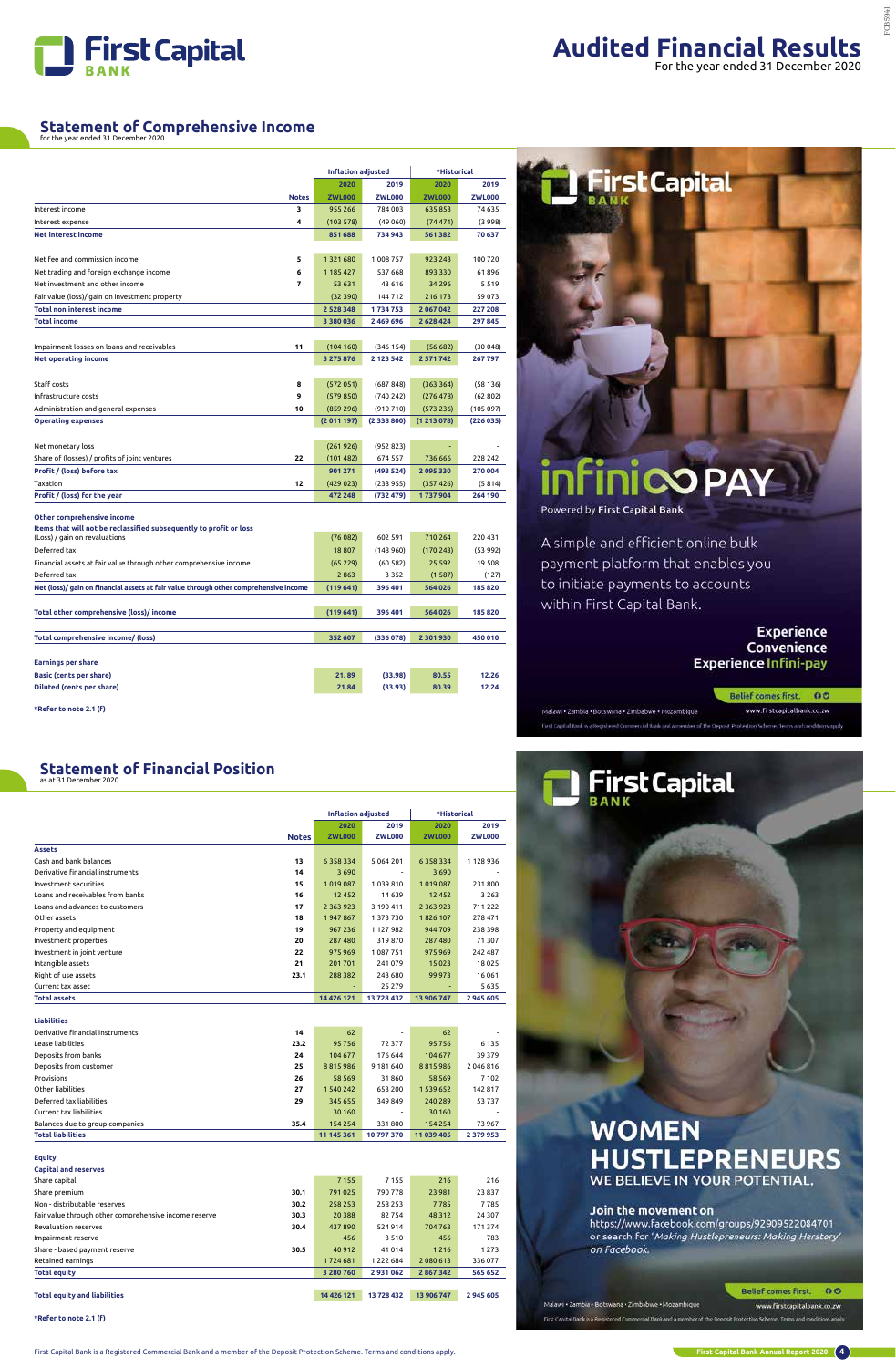# Audited Financial Results

For the year ended 31 December 2020

## Statement of Comprehensive Income

for the year ended 31 December 2020

| | | Inflation adjusted | | *Historical | |
|---|---|---|---|---|---|
| | | 2020 | 2019 | 2020 | 2019 |
| | Notes | ZWL000 | ZWL000 | ZWL000 | ZWL000 |
| Interest income | 3 | 955 266 | 784 003 | 635 853 | 74 635 |
| Interest expense | 4 | (103 578) | (49 060) | (74 471) | (3 998) |
| **Net interest income** | | **851 688** | **734 943** | **561 382** | **70 637** |
| | | | | | |
| Net fee and commission income | 5 | 1 321 680 | 1 008 757 | 923 243 | 100 720 |
| Net trading and foreign exchange income | 6 | 1 185 427 | 537 668 | 893 330 | 61 896 |
| Net investment and other income | 7 | 53 631 | 43 616 | 34 296 | 5 519 |
| Fair value (loss)/ gain on investment property | | (32 390) | 144 712 | 216 173 | 59 073 |
| **Total non interest income** | | **2 528 348** | **1 734 753** | **2 067 042** | **227 208** |
| **Total income** | | **3 380 036** | **2 469 696** | **2 628 424** | **297 845** |
| | | | | | |
| Impairment losses on loans and receivables | 11 | (104 160) | (346 154) | (56 682) | (30 048) |
| **Net operating income** | | **3 275 876** | **2 123 542** | **2 571 742** | **267 797** |
| | | | | | |
| Staff costs | 8 | (572 051) | (687 848) | (363 364) | (58 136) |
| Infrastructure costs | 9 | (579 850) | (740 242) | (276 478) | (62 802) |
| Administration and general expenses | 10 | (859 296) | (910 710) | (573 236) | (105 097) |
| **Operating expenses** | | **(2 011 197)** | **(2 338 800)** | **(1 213 078)** | **(226 035)** |
| | | | | | |
| Net monetary loss | | (261 926) | (952 823) | - | - |
| Share of (losses) / profits of joint ventures | 22 | (101 482) | 674 557 | 736 666 | 228 242 |
| **Profit / (loss) before tax** | | **901 271** | **(493 524)** | **2 095 330** | **270 004** |
| Taxation | 12 | (429 023) | (238 955) | (357 426) | (5 814) |
| **Profit / (loss) for the year** | | **472 248** | **(732 479)** | **1 737 904** | **264 190** |
| | | | | | |
| **Other comprehensive income** | | | | | |
| **Items that will not be reclassified subsequently to profit or loss** | | | | | |
| (Loss) / gain on revaluations | | (76 082) | 602 591 | 710 264 | 220 431 |
| Deferred tax | | 18 807 | (148 960) | (170 243) | (53 992) |
| Financial assets at fair value through other comprehensive income | | (65 229) | (60 582) | 25 592 | 19 508 |
| Deferred tax | | 2 863 | 3 352 | (1 587) | (127) |
| **Net (loss)/ gain on financial assets at fair value through other comprehensive income** | | **(119 641)** | **396 401** | **564 026** | **185 820** |
| | | | | | |
| **Total other comprehensive (loss)/ income** | | **(119 641)** | **396 401** | **564 026** | **185 820** |
| | | | | | |
| **Total comprehensive income/ (loss)** | | **352 607** | **(336 078)** | **2 301 930** | **450 010** |
| | | | | | |
| **Earnings per share** | | | | | |
| **Basic (cents per share)** | | **21.89** | **(33.98)** | **80.55** | **12.26** |
| **Diluted (cents per share)** | | **21.84** | **(33.93)** | **80.39** | **12.24** |

**\*Refer to note 2.1 (f)**

## Statement of Financial Position

as at 31 December 2020

| | | Inflation adjusted | | *Historical | |
|---|---|---|---|---|---|
| | | 2020 | 2019 | 2020 | 2019 |
| | Notes | ZWL000 | ZWL000 | ZWL000 | ZWL000 |
| **Assets** | | | | | |
| Cash and bank balances | 13 | 6 358 334 | 5 064 201 | 6 358 334 | 1 128 936 |
| Derivative financial instruments | 14 | 3 690 | - | 3 690 | - |
| Investment securities | 15 | 1 019 087 | 1 039 810 | 1 019 087 | 231 800 |
| Loans and receivables from banks | 16 | 12 452 | 14 639 | 12 452 | 3 263 |
| Loans and advances to customers | 17 | 2 363 923 | 3 190 411 | 2 363 923 | 711 222 |
| Other assets | 18 | 1 947 867 | 1 373 730 | 1 826 107 | 278 471 |
| Property and equipment | 19 | 967 236 | 1 127 982 | 944 709 | 238 398 |
| Investment properties | 20 | 287 480 | 319 870 | 287 480 | 71 307 |
| Investment in joint venture | 22 | 975 969 | 1 087 751 | 975 969 | 242 487 |
| Intangible assets | 21 | 201 701 | 241 079 | 15 023 | 18 025 |
| Right of use assets | 23.1 | 288 382 | 243 680 | 99 973 | 16 061 |
| Current tax asset | | - | 25 279 | - | 5 635 |
| **Total assets** | | **14 426 121** | **13 728 432** | **13 906 747** | **2 945 605** |
| | | | | | |
| **Liabilities** | | | | | |
| Derivative financial instruments | 14 | 62 | - | 62 | - |
| Lease liabilities | 23.2 | 95 756 | 72 377 | 95 756 | 16 135 |
| Deposits from banks | 24 | 104 677 | 176 644 | 104 677 | 39 379 |
| Deposits from customer | 25 | 8 815 986 | 9 181 640 | 8 815 986 | 2 046 816 |
| Provisions | 26 | 58 569 | 31 860 | 58 569 | 7 102 |
| Other liabilities | 27 | 1 540 242 | 653 200 | 1 539 652 | 142 817 |
| Deferred tax liabilities | 29 | 345 655 | 349 849 | 240 289 | 53 737 |
| Current tax liabilities | | 30 160 | - | 30 160 | - |
| Balances due to group companies | 35.4 | 154 254 | 331 800 | 154 254 | 73 967 |
| **Total liabilities** | | **11 145 361** | **10 797 370** | **11 039 405** | **2 379 953** |
| | | | | | |
| **Equity** | | | | | |
| **Capital and reserves** | | | | | |
| Share capital | | 7 155 | 7 155 | 216 | 216 |
| Share premium | 30.1 | 791 025 | 790 778 | 23 981 | 23 837 |
| Non - distributable reserves | 30.2 | 258 253 | 258 253 | 7 785 | 7 785 |
| Fair value through other comprehensive income reserve | 30.3 | 20 388 | 82 754 | 48 312 | 24 307 |
| Revaluation reserves | 30.4 | 437 890 | 524 914 | 704 763 | 171 374 |
| Impairment reserve | | 456 | 3 510 | 456 | 783 |
| Share - based payment reserve | 30.5 | 40 912 | 41 014 | 1 216 | 1 273 |
| Retained earnings | | 1 724 681 | 1 222 684 | 2 080 613 | 336 077 |
| **Total equity** | | **3 280 760** | **2 931 062** | **2 867 342** | **565 652** |
| | | | | | |
| **Total equity and liabilities** | | **14 426 121** | **13 728 432** | **13 906 747** | **2 945 605** |

**\*Refer to note 2.1 (f)**

First Capital Bank is a Registered Commercial Bank and a member of the Deposit Protection Scheme. Terms and conditions apply.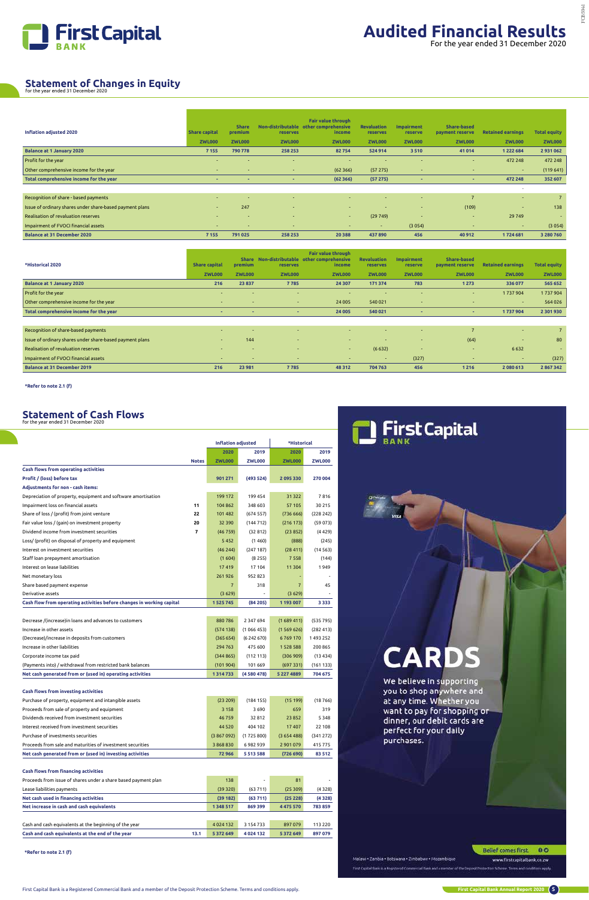# Audited Financial Results

For the year ended 31 December 2020

## Statement of Changes in Equity

for the year ended 31 December 2020

| Inflation adjusted 2020 | Share capital | Share premium | Non-distributable reserves | Fair value through other comprehensive income | Revaluation reserves | Impairment reserve | Share-based payment reserve | Retained earnings | Total equity |
|---|---|---|---|---|---|---|---|---|---|
| | ZWL000 | ZWL000 | ZWL000 | ZWL000 | ZWL000 | ZWL000 | ZWL000 | ZWL000 | ZWL000 |
| **Balance at 1 January 2020** | 7 155 | 790 778 | 258 253 | 82 754 | 524 914 | 3 510 | 41 014 | 1 222 684 | 2 931 062 |
| Profit for the year | - | - | - | - | - | - | - | 472 248 | 472 248 |
| Other comprehensive income for the year | - | - | - | (62 366) | (57 275) | - | - | - | (119 641) |
| **Total comprehensive income for the year** | - | - | - | (62 366) | (57 275) | - | - | 472 248 | 352 607 |
| Recognition of share - based payments | - | - | - | - | - | - | 7 | - | 7 |
| Issue of ordinary shares under share-based payment plans | - | 247 | - | - | - | - | (109) | - | 138 |
| Realisation of revaluation reserves | - | - | - | - | (29 749) | - | - | 29 749 | - |
| Impairment of FVOCI financial assets | - | - | - | - | - | (3 054) | - | - | (3 054) |
| **Balance at 31 December 2020** | 7 155 | 791 025 | 258 253 | 20 388 | 437 890 | 456 | 40 912 | 1 724 681 | 3 280 760 |

| *Historical 2020 | Share capital | Share premium | Non-distributable reserves | Fair value through other comprehensive income | Revaluation reserves | Impairment reserve | Share-based payment reserve | Retained earnings | Total equity |
|---|---|---|---|---|---|---|---|---|---|
| | ZWL000 | ZWL000 | ZWL000 | ZWL000 | ZWL000 | ZWL000 | ZWL000 | ZWL000 | ZWL000 |
| **Balance at 1 January 2020** | 216 | 23 837 | 7 785 | 24 307 | 171 374 | 783 | 1 273 | 336 077 | 565 652 |
| Profit for the year | - | - | - | - | - | - | - | 1 737 904 | 1 737 904 |
| Other comprehensive income for the year | - | - | - | 24 005 | 540 021 | - | - | - | 564 026 |
| **Total comprehensive income for the year** | - | - | - | 24 005 | 540 021 | - | - | 1 737 904 | 2 301 930 |
| Recognition of share-based payments | - | - | - | - | - | - | 7 | - | 7 |
| Issue of ordinary shares under share-based payment plans | - | 144 | - | - | - | - | (64) | - | 80 |
| Realisation of revaluation reserves | - | - | - | - | (6 632) | - | - | 6 632 | - |
| Impairment of FVOCI financial assets | - | - | - | - | - | (327) | - | - | (327) |
| **Balance at 31 December 2019** | 216 | 23 981 | 7 785 | 48 312 | 704 763 | 456 | 1 216 | 2 080 613 | 2 867 342 |

*Refer to note 2.1 (f)

## Statement of Cash Flows

for the year ended 31 December 2020

| | Notes | Inflation adjusted 2020 | Inflation adjusted 2019 | *Historical 2020 | *Historical 2019 |
|---|---|---|---|---|---|
| | | ZWL000 | ZWL000 | ZWL000 | ZWL000 |
| **Cash flows from operating activities** | | | | | |
| **Profit / (loss) before tax** | | 901 271 | (493 524) | 2 095 330 | 270 004 |
| **Adjustments for non - cash items:** | | | | | |
| Depreciation of property, equipment and software amortisation | | 199 172 | 199 454 | 31 322 | 7 816 |
| Impairment loss on financial assets | 11 | 104 862 | 348 603 | 57 105 | 30 215 |
| Share of loss / (profit) from joint venture | 22 | 101 482 | (674 557) | (736 666) | (228 242) |
| Fair value loss / (gain) on investment property | 20 | 32 390 | (144 712) | (216 173) | (59 073) |
| Dividend income from investment securities | 7 | (46 759) | (32 812) | (23 852) | (4 429) |
| Loss/ (profit) on disposal of property and equipment | | 5 452 | (1 460) | (888) | (245) |
| Interest on investment securities | | (46 244) | (247 187) | (28 411) | (14 563) |
| Staff loan prepayment amortisation | | (1 604) | (8 255) | 7 558 | (144) |
| Interest on lease liabilities | | 17 419 | 17 104 | 11 304 | 1 949 |
| Net monetary loss | | 261 926 | 952 823 | - | - |
| Share based payment expense | | 7 | 318 | 7 | 45 |
| Derivative assets | | (3 629) | - | (3 629) | - |
| **Cash flow from operating activities before changes in working capital** | | 1 525 745 | (84 205) | 1 193 007 | 3 333 |
| Decrease /(increase)in loans and advances to customers | | 880 786 | 2 347 694 | (1 689 411) | (535 795) |
| Increase in other assets | | (574 138) | (1 066 453) | (1 569 626) | (282 413) |
| (Decrease)/increase in deposits from customers | | (365 654) | (6 242 670) | 6 769 170 | 1 493 252 |
| Increase in other liabilities | | 294 763 | 475 600 | 1 528 588 | 200 865 |
| Corporate income tax paid | | (344 865) | (112 113) | (306 909) | (13 434) |
| (Payments into) / withdrawal from restricted bank balances | | (101 904) | 101 669 | (697 331) | (161 133) |
| **Net cash generated from or (used in) operating activities** | | 1 314 733 | (4 580 478) | 5 227 4889 | 704 675 |
| **Cash flows from investing activities** | | | | | |
| Purchase of property, equipment and intangible assets | | (23 209) | (184 155) | (15 199) | (18 766) |
| Proceeds from sale of property and equipment | | 3 158 | 3 690 | 659 | 319 |
| Dividends received from investment securities | | 46 759 | 32 812 | 23 852 | 5 348 |
| Interest received from investment securities | | 44 520 | 404 102 | 17 407 | 22 108 |
| Purchase of investments securities | | (3 867 092) | (1 725 800) | (3 654 488) | (341 272) |
| Proceeds from sale and maturities of investment securities | | 3 868 830 | 6 982 939 | 2 901 079 | 415 775 |
| **Net cash generated from or (used in) investing activities** | | 72 966 | 5 513 588 | (726 690) | 83 512 |
| **Cash flows from financing activities** | | | | | |
| Proceeds from issue of shares under a share based payment plan | | 138 | - | 81 | - |
| Lease liabilities payments | | (39 320) | (63 711) | (25 309) | (4 328) |
| **Net cash used in financing activities** | | (39 182) | (63 711) | (25 228) | (4 328) |
| **Net increase in cash and cash equivalents** | | 1 348 517 | 869 399 | 4 475 570 | 783 859 |
| Cash and cash equivalents at the beginning of the year | | 4 024 132 | 3 154 733 | 897 079 | 113 220 |
| **Cash and cash equivalents at the end of the year** | 13.1 | 5 372 649 | 4 024 132 | 5 372 649 | 897 079 |

*Refer to note 2.1 (f)

**CARDS**

We believe in supporting you to shop anywhere and at any time. Whether you want to pay for shopping or dinner, our debit cards are perfect for your daily purchases.

Malawi • Zambia • Botswana • Zimbabwe • Mozambique

Belief comes first.

www.firstcapitalbank.co.zw

First Capital Bank is a Registered Commercial Bank and a member of the Deposit Protection Scheme. Terms and conditions apply.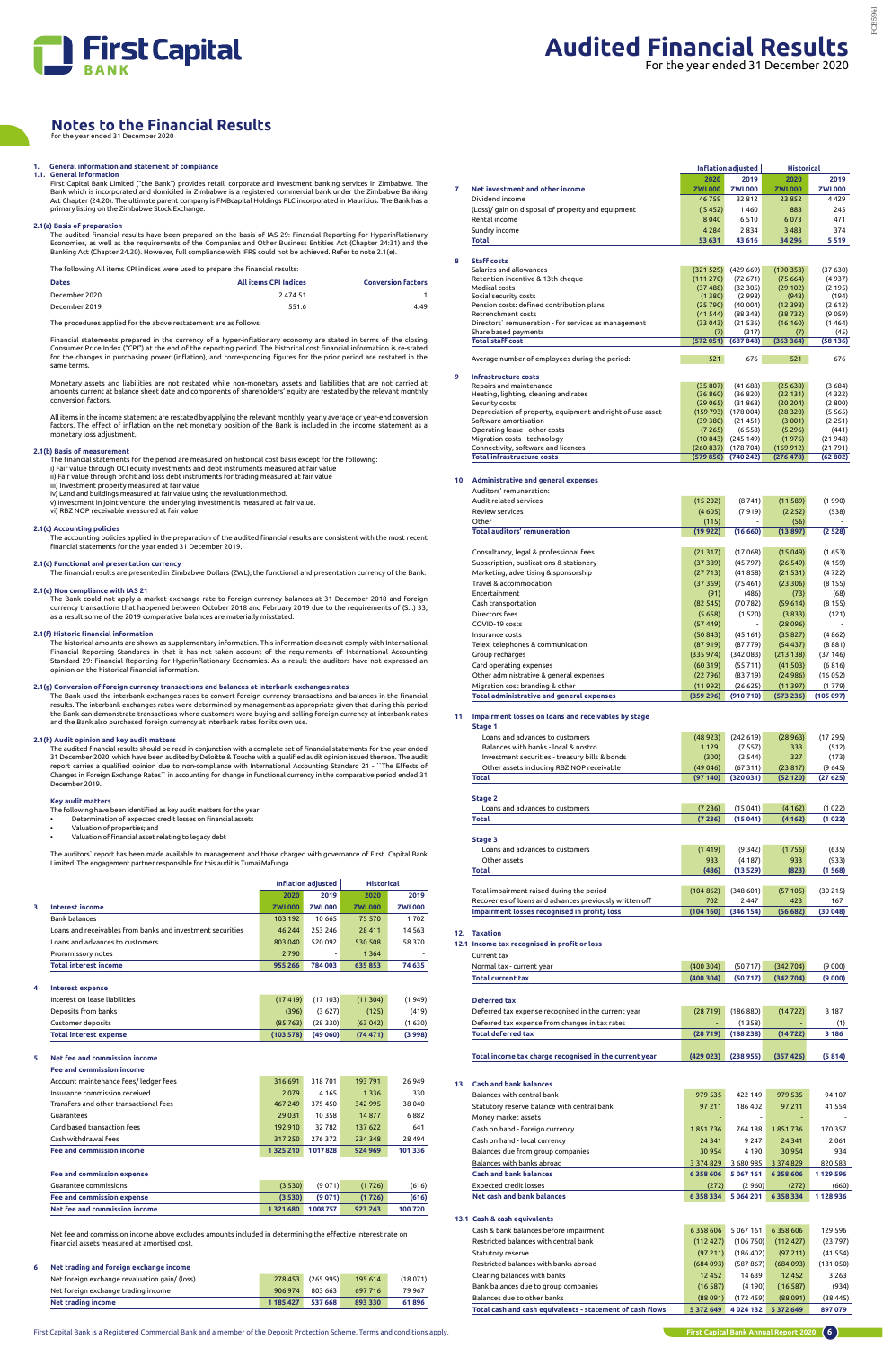# Audited Financial Results

For the year ended 31 December 2020

## Notes to the Financial Results

for the year ended 31 December 2020

### 1. General information and statement of compliance

#### 1.1. General information

First Capital Bank Limited ("the Bank") provides retail, corporate and investment banking services in Zimbabwe. The Bank which is incorporated and domiciled in Zimbabwe is a registered commercial bank under the Zimbabwe Banking Act Chapter (24:20). The ultimate parent company is FMBcapital Holdings PLC incorporated in Mauritius. The Bank has a primary listing on the Zimbabwe Stock Exchange.

#### 2.1(a) Basis of preparation

The audited financial results have been prepared on the basis of IAS 29: Financial Reporting for Hyperinflationary Economies, as well as the requirements of the Companies and Other Business Entities Act (Chapter 24:31) and the Banking Act (Chapter 24:20). However, full compliance with IFRS could not be achieved. Refer to note 2.1(e).

The following All items CPI indices were used to prepare the financial results:

| Dates | All items CPI Indices | Conversion factors |
|---|---|---|
| December 2020 | 2 474.51 | 1 |
| December 2019 | 551.6 | 4.49 |

The procedures applied for the above restatement are as follows:

Financial statements prepared in the currency of a hyper-inflationary economy are stated in terms of the closing Consumer Price Index ("CPI") at the end of the reporting period. The historical cost financial information is re-stated for the changes in purchasing power (inflation), and corresponding figures for the prior period are restated in the same terms.

Monetary assets and liabilities are not restated while non-monetary assets and liabilities that are not carried at amounts current at balance sheet date and components of shareholders' equity are restated by the relevant monthly conversion factors.

All items in the income statement are restated by applying the relevant monthly, yearly average or year-end conversion factors. The effect of inflation on the net monetary position of the Bank is included in the income statement as a monetary loss adjustment.

#### 2.1(b) Basis of measurement

The financial statements for the period are measured on historical cost basis except for the following:
i) Fair value through OCI equity investments and debt instruments measured at fair value
ii) Fair value through profit and loss debt instruments for trading measured at fair value
iii) Investment property measured at fair value
iv) Land and buildings measured at fair value using the revaluation method.
v) Investment in joint venture, the underlying investment is measured at fair value.
vi) RBZ NOP receivable measured at fair value

#### 2.1(c) Accounting policies

The accounting policies applied in the preparation of the audited financial results are consistent with the most recent financial statements for the year ended 31 December 2019.

#### 2.1(d) Functional and presentation currency

The financial results are presented in Zimbabwe Dollars (ZWL), the functional and presentation currency of the Bank.

#### 2.1(e) Non compliance with IAS 21

The Bank could not apply a market exchange rate to foreign currency balances at 31 December 2018 and foreign currency transactions that happened between October 2018 and February 2019 due to the requirements of (S.I.) 33, as a result some of the 2019 comparative balances are materially misstated.

#### 2.1(f) Historic financial information

The historical amounts are shown as supplementary information. This information does not comply with International Financial Reporting Standards in that it has not taken account of the requirements of International Accounting Standard 29: Financial Reporting for Hyperinflationary Economies. As a result the auditors have not expressed an opinion on the historical financial information.

#### 2.1(g) Conversion of foreign currency transactions and balances at interbank exchanges rates

The Bank used the interbank exchanges rates to convert foreign currency transactions and balances in the financial results. The interbank exchanges rates were determined by management as appropriate given that during this period the Bank can demonstrate transactions where customers were buying and selling foreign currency at interbank rates and the Bank also purchased foreign currency at interbank rates for its own use.

#### 2.1(h) Audit opinion and key audit matters

The audited financial results should be read in conjunction with a complete set of financial statements for the year ended 31 December 2020 which have been audited by Deloitte & Touche with a qualified audit opinion issued thereon. The audit report carries a qualified opinion due to non-compliance with International Accounting Standard 21 - ``The Effects of Changes in Foreign Exchange Rates`` in accounting for change in functional currency in the comparative period ended 31 December 2019.

**Key audit matters**

The following have been identified as key audit matters for the year:
- Determination of expected credit losses on financial assets
- Valuation of properties; and
- Valuation of financial asset relating to legacy debt

The auditors` report has been made available to management and those charged with governance of First Capital Bank Limited. The engagement partner responsible for this audit is Tumai Mafunga.

| | | Inflation adjusted | | Historical | |
|---|---|---|---|---|---|
| | | 2020 | 2019 | 2020 | 2019 |
| | | ZWL000 | ZWL000 | ZWL000 | ZWL000 |
| **3** | **Interest income** | | | | |
| | Bank balances | 103 192 | 10 665 | 75 570 | 1 702 |
| | Loans and receivables from banks and investment securities | 46 244 | 253 246 | 28 411 | 14 563 |
| | Loans and advances to customers | 803 040 | 520 092 | 530 508 | 58 370 |
| | Prommissory notes | 2 790 | - | 1 364 | - |
| | **Total interest income** | **955 266** | **784 003** | **635 853** | **74 635** |
| **4** | **Interest expense** | | | | |
| | Interest on lease liabilities | (17 419) | (17 103) | (11 304) | (1 949) |
| | Deposits from banks | (396) | (3 627) | (125) | (419) |
| | Customer deposits | (85 763) | (28 330) | (63 042) | (1 630) |
| | **Total interest expense** | **(103 578)** | **(49 060)** | **(74 471)** | **(3 998)** |
| **5** | **Net fee and commission income** | | | | |
| | **Fee and commission income** | | | | |
| | Account maintenance fees/ ledger fees | 316 691 | 318 701 | 193 791 | 26 949 |
| | Insurance commission received | 2 079 | 4 165 | 1 336 | 330 |
| | Transfers and other transactional fees | 467 249 | 375 450 | 342 995 | 38 040 |
| | Guarantees | 29 031 | 10 358 | 14 877 | 6 882 |
| | Card based transaction fees | 192 910 | 32 782 | 137 622 | 641 |
| | Cash withdrawal fees | 317 250 | 276 372 | 234 348 | 28 494 |
| | **Fee and commission income** | **1 325 210** | **1 017 828** | **924 969** | **101 336** |
| | **Fee and commission expense** | | | | |
| | Guarantee commissions | (3 530) | (9 071) | (1 726) | (616) |
| | **Fee and commission expense** | **(3 530)** | **(9 071)** | **(1 726)** | **(616)** |
| | **Net fee and commission income** | **1 321 680** | **1 008 757** | **923 243** | **100 720** |

Net fee and commission income above excludes amounts included in determining the effective interest rate on financial assets measured at amortised cost.

| | | Inflation adjusted | | Historical | |
|---|---|---|---|---|---|
| | | 2020 | 2019 | 2020 | 2019 |
| | | ZWL000 | ZWL000 | ZWL000 | ZWL000 |
| **6** | **Net trading and foreign exchange income** | | | | |
| | Net foreign exchange revaluation gain/ (loss) | 278 453 | (265 995) | 195 614 | (18 071) |
| | Net foreign exchange trading income | 906 974 | 803 663 | 697 716 | 79 967 |
| | **Net trading income** | **1 185 427** | **537 668** | **893 330** | **61 896** |
| **7** | **Net investment and other income** | | | | |
| | Dividend income | 46 759 | 32 812 | 23 852 | 4 429 |
| | (Loss)/ gain on disposal of property and equipment | (5 452) | 1 460 | 888 | 245 |
| | Rental income | 8 040 | 6 510 | 6 073 | 471 |
| | Sundry income | 4 284 | 2 834 | 3 483 | 374 |
| | **Total** | **53 631** | **43 616** | **34 296** | **5 519** |
| **8** | **Staff costs** | | | | |
| | Salaries and allowances | (321 529) | (429 669) | (190 353) | (37 630) |
| | Retention incentive & 13th cheque | (111 270) | (72 671) | (75 664) | (4 937) |
| | Medical costs | (37 488) | (32 305) | (29 102) | (2 195) |
| | Social security costs | (1 380) | (2 998) | (948) | (194) |
| | Pension costs: defined contribution plans | (25 790) | (40 004) | (12 398) | (2 612) |
| | Retrenchment costs | (41 544) | (88 348) | (38 732) | (9 059) |
| | Directors` remuneration - for services as management | (33 043) | (21 536) | (16 160) | (1 464) |
| | Share based payments | (7) | (317) | (7) | (45) |
| | **Total staff cost** | **(572 051)** | **(687 848)** | **(363 364)** | **(58 136)** |
| | Average number of employees during the period: | 521 | 676 | 521 | 676 |
| **9** | **Infrastructure costs** | | | | |
| | Repairs and maintenance | (35 807) | (41 688) | (25 638) | (3 684) |
| | Heating, lighting, cleaning and rates | (36 860) | (36 820) | (22 131) | (4 322) |
| | Security costs | (29 065) | (31 868) | (20 204) | (2 800) |
| | Depreciation of property, equipment and right of use asset | (159 793) | (178 004) | (28 320) | (5 565) |
| | Software amortisation | (39 380) | (21 451) | (3 001) | (2 251) |
| | Operating lease - other costs | (7 265) | (6 558) | (5 296) | (441) |
| | Migration costs - technology | (10 843) | (245 149) | (1 976) | (21 948) |
| | Connectivity, software and licences | (260 837) | (178 704) | (169 912) | (21 791) |
| | **Total infrastructure costs** | **(579 850)** | **(740 242)** | **(276 478)** | **(62 802)** |
| **10** | **Administrative and general expenses** | | | | |
| | Auditors' remuneration: | | | | |
| | Audit related services | (15 202) | (8 741) | (11 589) | (1 990) |
| | Review services | (4 605) | (7 919) | (2 252) | (538) |
| | Other | (115) | - | (56) | - |
| | **Total auditors' remuneration** | **(19 922)** | **(16 660)** | **(13 897)** | **(2 528)** |
| | Consultancy, legal & professional fees | (21 317) | (17 068) | (15 049) | (1 653) |
| | Subscription, publications & stationery | (37 389) | (45 797) | (26 549) | (4 159) |
| | Marketing, advertising & sponsorship | (27 713) | (41 858) | (21 531) | (4 722) |
| | Travel & accommodation | (37 369) | (75 461) | (23 306) | (8 155) |
| | Entertainment | (91) | (486) | (73) | (68) |
| | Cash transportation | (82 545) | (70 782) | (59 614) | (8 155) |
| | Directors fees | (5 658) | (1 520) | (3 833) | (121) |
| | COVID-19 costs | (57 449) | - | (28 096) | - |
| | Insurance costs | (50 843) | (45 161) | (35 827) | (4 862) |
| | Telex, telephones & communication | (87 919) | (87 779) | (54 437) | (8 881) |
| | Group recharges | (335 974) | (342 083) | (213 138) | (37 146) |
| | Card operating expenses | (60 319) | (55 711) | (41 503) | (6 816) |
| | Other administrative & general expenses | (22 796) | (83 719) | (24 986) | (16 052) |
| | Migration cost branding & other | (11 992) | (26 625) | (11 397) | (1 779) |
| | **Total administrative and general expenses** | **(859 296)** | **(910 710)** | **(573 236)** | **(105 097)** |
| **11** | **Impairment losses on loans and receivables by stage** | | | | |
| | **Stage 1** | | | | |
| | Loans and advances to customers | (48 923) | (242 619) | (28 963) | (17 295) |
| | Balances with banks - local & nostro | 1 129 | (7 557) | 333 | (512) |
| | Investment securities - treasury bills & bonds | (300) | (2 544) | 327 | (173) |
| | Other assets including RBZ NOP receivable | (49 046) | (67 311) | (23 817) | (9 645) |
| | **Total** | **(97 140)** | **(320 031)** | **(52 120)** | **(27 625)** |
| | **Stage 2** | | | | |
| | Loans and advances to customers | (7 236) | (15 041) | (4 162) | (1 022) |
| | **Total** | **(7 236)** | **(15 041)** | **(4 162)** | **(1 022)** |
| | **Stage 3** | | | | |
| | Loans and advances to customers | (1 419) | (9 342) | (1 756) | (635) |
| | Other assets | 933 | (4 187) | 933 | (933) |
| | **Total** | **(486)** | **(13 529)** | **(823)** | **(1 568)** |
| | Total impairment raised during the period | (104 862) | (348 601) | (57 105) | (30 215) |
| | Recoveries of loans and advances previously written off | 702 | 2 447 | 423 | 167 |
| | **Impairment losses recognised in profit/ loss** | **(104 160)** | **(346 154)** | **(56 682)** | **(30 048)** |
| **12.** | **Taxation** | | | | |
| **12.1** | **Income tax recognised in profit or loss** | | | | |
| | Current tax | | | | |
| | Normal tax - current year | (400 304) | (50 717) | (342 704) | (9 000) |
| | **Total current tax** | **(400 304)** | **(50 717)** | **(342 704)** | **(9 000)** |
| | **Deferred tax** | | | | |
| | Deferred tax expense recognised in the current year | (28 719) | (186 880) | (14 722) | 3 187 |
| | Deferred tax expense from changes in tax rates | - | (1 358) | - | (1) |
| | **Total deferred tax** | **(28 719)** | **(188 238)** | **(14 722)** | **3 186** |
| | **Total income tax charge recognised in the current year** | **(429 023)** | **(238 955)** | **(357 426)** | **(5 814)** |
| **13** | **Cash and bank balances** | | | | |
| | Balances with central bank | 979 535 | 422 149 | 979 535 | 94 107 |
| | Statutory reserve balance with central bank | 97 211 | 186 402 | 97 211 | 41 554 |
| | Money market assets | - | - | - | - |
| | Cash on hand - foreign currency | 1 851 736 | 764 188 | 1 851 736 | 170 357 |
| | Cash on hand - local currency | 24 341 | 9 247 | 24 341 | 2 061 |
| | Balances due from group companies | 30 954 | 4 190 | 30 954 | 934 |
| | Balances with banks abroad | 3 374 829 | 3 680 985 | 3 374 829 | 820 583 |
| | **Cash and bank balances** | **6 358 606** | **5 067 161** | **6 358 606** | **1 129 596** |
| | Expected credit losses | (272) | (2 960) | (272) | (660) |
| | **Net cash and bank balances** | **6 358 334** | **5 064 201** | **6 358 334** | **1 128 936** |
| **13.1** | **Cash & cash equivalents** | | | | |
| | Cash & bank balances before impairment | 6 358 606 | 5 067 161 | 6 358 606 | 129 596 |
| | Restricted balances with central bank | (112 427) | (106 750) | (112 427) | (23 797) |
| | Statutory reserve | (97 211) | (186 402) | (97 211) | (41 554) |
| | Restricted balances with banks abroad | (684 093) | (587 867) | (684 093) | (131 050) |
| | Clearing balances with banks | 12 452 | 14 639 | 12 452 | 3 263 |
| | Bank balances due to group companies | (16 587) | (4 190) | (16 587) | (934) |
| | Balances due to other banks | (88 091) | (172 459) | (88 091) | (38 445) |
| | **Total cash and cash equivalents - statement of cash flows** | **5 372 649** | **4 024 132** | **5 372 649** | **897 079** |

First Capital Bank is a Registered Commercial Bank and a member of the Deposit Protection Scheme. Terms and conditions apply.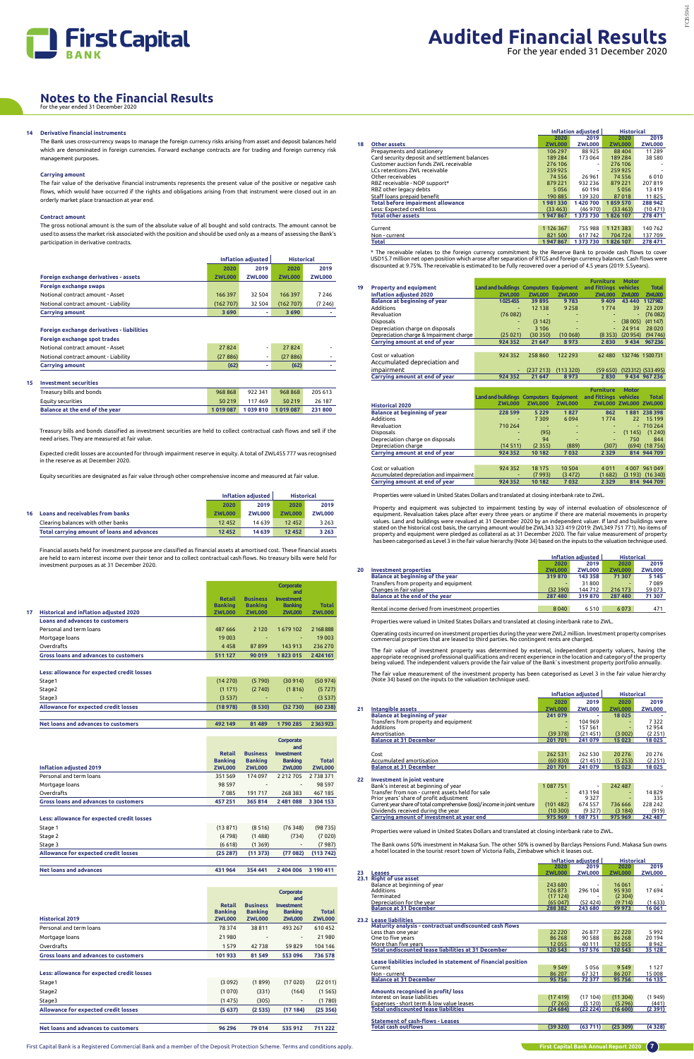# Notes to the Financial Results

for the year ended 31 December 2020

### 14 Derivative financial instruments

The Bank uses cross-currency swaps to manage the foreign currency risks arising from asset and deposit balances held which are denominated in foreign currencies. Forward exchange contracts are for trading and foreign currency risk management purposes.

**Carrying amount**

The fair value of the derivative financial instruments represents the present value of the positive or negative cash flows, which would have occurred if the rights and obligations arising from that instrument were closed out in an orderly market place transaction at year end.

**Contract amount**

The gross notional amount is the sum of the absolute value of all bought and sold contracts. The amount cannot be used to assess the market risk associated with the position and should be used only as a means of assessing the Bank's participation in derivative contracts.

| | Inflation adjusted | | Historical | |
|---|---|---|---|---|
| | 2020 | 2019 | 2020 | 2019 |
| **Foreign exchange derivatives - assets** | ZWL000 | ZWL000 | ZWL000 | ZWL000 |
| **Foreign exchange swaps** | | | | |
| Notional contract amount - Asset | 166 397 | 32 504 | 166 397 | 7 246 |
| Notional contract amount - Liability | (162 707) | 32 504 | (162 707) | (7 246) |
| **Carrying amount** | **3 690** | **-** | **3 690** | **-** |
| | | | | |
| **Foreign exchange derivatives - liabilities** | | | | |
| **Foreign exchange spot trades** | | | | |
| Notional contract amount - Asset | 27 824 | - | 27 824 | - |
| Notional contract amount - Liability | (27 886) | - | (27 886) | - |
| **Carrying amount** | **(62)** | **-** | **(62)** | **-** |

### 15 Investment securities

| | | | | |
|---|---|---|---|---|
| Treasury bills and bonds | 968 868 | 922 341 | 968 868 | 205 613 |
| Equity securities | 50 219 | 117 469 | 50 219 | 26 187 |
| **Balance at the end of the year** | **1 019 087** | **1 039 810** | **1 019 087** | **231 800** |

Treasury bills and bonds classified as investment securities are held to collect contractual cash flows and sell if the need arises. They are measured at fair value.

Expected credit losses are accounted for through impairment reserve in equity. A total of ZWL455 777 was recognised in the reserve as at December 2020.

Equity securities are designated as fair value through other comprehensive income and measured at fair value.

| | Inflation adjusted | | Historical | |
|---|---|---|---|---|
| | 2020 | 2019 | 2020 | 2019 |
| **16 Loans and receivables from banks** | ZWL000 | ZWL000 | ZWL000 | ZWL000 |
| Clearing balances with other banks | 12 452 | 14 639 | 12 452 | 3 263 |
| **Total carrying amount of loans and advances** | **12 452** | **14 639** | **12 452** | **3 263** |

Financial assets held for investment purpose are classified as financial assets at amortised cost. These financial assets are held to earn interest income over their tenor and to collect contractual cash flows. No treasury bills were held for investment purposes as at 31 December 2020.

| **17 Historical and inflation adjusted 2020** | Retail Banking ZWL000 | Business Banking ZWL000 | Corporate and Investment Banking ZWL000 | Total ZWL000 |
|---|---|---|---|---|
| **Loans and advances to customers** | | | | |
| Personal and term loans | 487 666 | 2 120 | 1 679 102 | 2 168 888 |
| Mortgage loans | 19 003 | - | - | 19 003 |
| Overdrafts | 4 458 | 87 899 | 143 913 | 236 270 |
| **Gross loans and advances to customers** | **511 127** | **90 019** | **1 823 015** | **2 424 161** |
| | | | | |
| **Less: allowance for expected credit losses** | | | | |
| Stage1 | (14 270) | (5 790) | (30 914) | (50 974) |
| Stage2 | (1 171) | (2 740) | (1 816) | (5 727) |
| Stage3 | (3 537) | - | - | (3 537) |
| **Allowance for expected credit losses** | **(18 978)** | **(8 530)** | **(32 730)** | **(60 238)** |
| | | | | |
| **Net loans and advances to customers** | **492 149** | **81 489** | **1 790 285** | **2 363 923** |

| **Inflation adjusted 2019** | Retail Banking ZWL000 | Business Banking ZWL000 | Corporate and Investment Banking ZWL000 | Total ZWL000 |
|---|---|---|---|---|
| Personal and term loans | 351 569 | 174 097 | 2 212 705 | 2 738 371 |
| Mortgage loans | 98 597 | - | - | 98 597 |
| Overdrafts | 7 085 | 191 717 | 268 383 | 467 185 |
| **Gross loans and advances to customers** | **457 251** | **365 814** | **2 481 088** | **3 304 153** |
| | | | | |
| **Less: allowance for expected credit losses** | | | | |
| Stage 1 | (13 871) | (8 516) | (76 348) | (98 735) |
| Stage 2 | (4 798) | (1 488) | (734) | (7 020) |
| Stage 3 | (6 618) | (1 369) | - | (7 987) |
| **Allowance for expected credit losses** | **(25 287)** | **(11 373)** | **(77 082)** | **(113 742)** |
| | | | | |
| **Net loans and advances** | **431 964** | **354 441** | **2 404 006** | **3 190 411** |

| **Historical 2019** | Retail Banking ZWL000 | Business Banking ZWL000 | Corporate and Investment Banking ZWL000 | Total ZWL000 |
|---|---|---|---|---|
| Personal and term loans | 78 374 | 38 811 | 493 267 | 610 452 |
| Mortgage loans | 21 980 | - | - | 21 980 |
| Overdrafts | 1 579 | 42 738 | 59 829 | 104 146 |
| **Gross loans and advances to customers** | **101 933** | **81 549** | **553 096** | **736 578** |
| | | | | |
| **Less: allowance for expected credit losses** | | | | |
| Stage1 | (3 092) | (1 899) | (17 020) | (22 011) |
| Stage2 | (1 070) | (331) | (164) | (1 565) |
| Stage3 | (1 475) | (305) | - | (1 780) |
| **Allowance for expected credit losses** | **(5 637)** | **(2 535)** | **(17 184)** | **(25 356)** |
| | | | | |
| **Net loans and advances to customers** | **96 296** | **79 014** | **535 912** | **711 222** |

| | Inflation adjusted | | Historical | |
|---|---|---|---|---|
| | 2020 | 2019 | 2020 | 2019 |
| **18 Other assets** | ZWL000 | ZWL000 | ZWL000 | ZWL000 |
| Prepayments and stationery | 106 297 | 88 925 | 88 404 | 11 289 |
| Card security deposit and settlement balances | 189 284 | 173 064 | 189 284 | 38 580 |
| Customer auction funds ZWL receivable | 276 106 | - | 276 106 | - |
| LCs retentions ZWL receivable | 259 925 | - | 259 925 | - |
| Other receivables | 74 556 | 26 961 | 74 556 | 6 010 |
| RBZ receivable - NOP support* | 879 221 | 932 236 | 879 221 | 207 819 |
| RBZ other legacy debts | 5 056 | 60 194 | 5 056 | 13 419 |
| Staff loans prepaid benefit | 190 885 | 139 320 | 87 018 | 11 825 |
| **Total before impairment allowance** | **1 981 330** | **1 420 700** | **1 859 570** | **288 942** |
| Less: Expected credit loss | (33 463) | (46 970) | (33 463) | (10 471) |
| **Total other assets** | **1 947 867** | **1 373 730** | **1 826 107** | **278 471** |
| | | | | |
| Current | 1 126 367 | 755 988 | 1 121 383 | 140 762 |
| Non - current | 821 500 | 617 742 | 704 724 | 137 709 |
| **Total** | **1 947 867** | **1 373 730** | **1 826 107** | **278 471** |

\* The receivable relates to the foreign currency commitment by the Reserve Bank to provide cash flows to cover USD15.7 million net open position which arose after separation of RTGS and foreign currency balances. Cash flows were discounted at 9.75%. The receivable is estimated to be fully recovered over a period of 4.5 years (2019: 5.5years).

| **19 Property and equipment** | Land and buildings | Computers | Equipment | Furniture and fittings | Motor vehicles | Total |
|---|---|---|---|---|---|---|
| **Inflation adjusted 2020** | ZWL000 | ZWL000 | ZWL000 | ZWL000 | ZWL000 | ZWL000 |
| **Balance at beginning of year** | 1025455 | 39 895 | 9 783 | 9 409 | 43 440 | 1127982 |
| Additions | - | 12 138 | 9 258 | 1 774 | 39 | 23 209 |
| Revaluation | (76 082) | - | - | - | - | (76 082) |
| Disposals | - | (3 142) | - | - | (38 005) | (41 147) |
| Depreciation charge on disposals | - | 3 106 | - | - | 24 914 | 28 020 |
| Depreciation charge & Impairment charge | (25 021) | (30 350) | (10 068) | (8 353) | (20 954) | (94 746) |
| **Carrying amount at end of year** | **924 352** | **21 647** | **8 973** | **2 830** | **9 434** | **967 236** |
| | | | | | | |
| Cost or valuation | 924 352 | 258 860 | 122 293 | 62 480 | 132746 | 1500731 |
| Accumulated depreciation and impairment | - | (237 213) | (113 320) | (59 650) | (123312) | (533 495) |
| **Carrying amount at end of year** | **924 352** | **21 647** | **8 973** | **2 830** | **9 434** | **967 236** |

| **Historical 2020** | Land and buildings ZWL000 | Computers ZWL000 | Equipment ZWL000 | Furniture and fittings ZWL000 | Motor vehicles ZWL000 | Total ZWL000 |
|---|---|---|---|---|---|---|
| **Balance at beginning of year** | 228 599 | 5 229 | 1 827 | 862 | 1 881 | 238 398 |
| Additions | - | 7 309 | 6 094 | 1 774 | 22 | 15 199 |
| Revaluation | 710 264 | - | - | - | - | 710 264 |
| Disposals | - | (95) | - | - | (1 145) | (1 240) |
| Depreciation charge on disposals | - | 94 | - | - | 750 | 844 |
| Depreciation charge | (14 511) | (2 355) | (889) | (307) | (694) | (18 756) |
| **Carrying amount at end of year** | **924 352** | **10 182** | **7 032** | **2 329** | **814** | **944 709** |
| | | | | | | |
| Cost or valuation | 924 352 | 18 175 | 10 504 | 4 011 | 4 007 | 961 049 |
| Accumulated depreciation and impairment | - | (7 993) | (3 472) | (1 682) | (3 193) | (16 340) |
| **Carrying amount at end of year** | **924 352** | **10 182** | **7 032** | **2 329** | **814** | **944 709** |

Properties were valued in United States Dollars and translated at closing interbank rate to ZWL.

Property and equipment was subjected to impairment testing by way of internal evaluation of obsolescence of equipment. Revaluation takes place after every three years or anytime if there are material movements in property values. Land and buildings were revalued at 31 December 2020 by an independent valuer. If land and buildings were stated on the historical cost basis, the carrying amount would be ZWL343 323 419 (2019: ZWL349 751 771). No items of property and equipment were pledged as collateral as at 31 December 2020. The fair value measurement of property has been categorised as Level 3 in the fair value hierarchy (Note 34) based on the inputs to the valuation technique used.

| | Inflation adjusted | | Historical | |
|---|---|---|---|---|
| | 2020 | 2019 | 2020 | 2019 |
| **20 Investment properties** | ZWL000 | ZWL000 | ZWL000 | ZWL000 |
| **Balance at beginning of the year** | 319 870 | 143 358 | 71 307 | 5 145 |
| Transfers from property and equipment | - | 31 800 | - | 7 089 |
| Changes in fair value | (32 390) | 144 712 | 216 173 | 59 073 |
| **Balance at the end of the year** | **287 480** | **319 870** | **287 480** | **71 307** |
| | | | | |
| Rental income derived from investment properties | 8 040 | 6 510 | 6 073 | 471 |

Properties were valued in United States Dollars and translated at closing interbank rate to ZWL.

Operating costs incurred on investment properties during the year were ZWL2 million. Investment property comprises commercial properties that are leased to third parties. No contingent rents are charged.

The fair value of investment property was determined by external, independent property valuers, having the appropriate recognised professional qualifications and recent experience in the location and category of the property being valued. The independent valuers provide the fair value of the Bank´s investment property portfolio annually.

The fair value measurement of the investment property has been categorised as Level 3 in the fair value hierarchy (Note 34) based on the inputs to the valuation technique used.

| | Inflation adjusted | | Historical | |
|---|---|---|---|---|
| | 2020 | 2019 | 2020 | 2019 |
| **21 Intangible assets** | ZWL000 | ZWL000 | ZWL000 | ZWL000 |
| **Balance at beginning of year** | 241 079 | - | 18 025 | - |
| Transfers from property and equipment | - | 104 969 | - | 7 322 |
| Additions | - | 157 561 | - | 12 954 |
| Amortisation | (39 378) | (21 451) | (3 002) | (2 251) |
| **Balance at 31 December** | **201 701** | **241 079** | **15 023** | **18 025** |
| | | | | |
| Cost | 262 531 | 262 530 | 20 276 | 20 276 |
| Accumulated amortisation | (60 830) | (21 451) | (5 253) | (2 251) |
| **Balance at 31 December** | **201 701** | **241 079** | **15 023** | **18 025** |
| | | | | |
| **22 Investment in joint venture** | | | | |
| Bank's interest at beginning of year | 1 087 751 | - | 242 487 | - |
| Transfer from non - current assets held for sale | - | 413 194 | - | 14 829 |
| Prior years' share of profit adjustment | - | 9 327 | - | 335 |
| Current year share of total comprehensive (loss)/ income in joint venture | (101 482) | 674 557 | 736 666 | 228 242 |
| Dividends received during the year | (10 300) | (9 327) | (3 184) | (919) |
| **Carrying amount of investment at year end** | **975 969** | **1 087 751** | **975 969** | **242 487** |

Properties were valued in United States Dollars and translated at closing interbank rate to ZWL.

The Bank owns 50% investment in Makasa Sun. The other 50% is owned by Barclays Pensions Fund. Makasa Sun owns a hotel located in the tourist resort town of Victoria Falls, Zimbabwe which it leases out.

| | Inflation adjusted | | Historical | |
|---|---|---|---|---|
| | 2020 | 2019 | 2020 | 2019 |
| **23 Leases** | ZWL000 | ZWL000 | ZWL000 | ZWL000 |
| **23.1 Right of use asset** | | | | |
| Balance at beginning of year | 243 680 | - | 16 061 | - |
| Additions | 126 873 | 296 104 | 95 930 | 17 694 |
| Terminated | (17 124) | - | (2 304) | - |
| Depreciation for the year | (65 047) | (52 424) | (9 714) | (1 633) |
| **Balance at 31 December** | **288 382** | **243 680** | **99 973** | **16 061** |
| | | | | |
| **23.2 Lease liabilities** | | | | |
| **Maturity analysis - contractual undiscounted cash flows** | | | | |
| Less than one year | 22 220 | 26 877 | 22 220 | 5 992 |
| One to five years | 86 268 | 90 588 | 86 268 | 20 194 |
| More than five years | 12 055 | 40 111 | 12 055 | 8 942 |
| **Total undiscounted lease liabilities at 31 December** | **120 543** | **157 576** | **120 543** | **35 128** |
| | | | | |
| **Lease liabilities included in statement of financial position** | | | | |
| Current | 9 549 | 5 056 | 9 549 | 1 127 |
| Non - current | 86 207 | 67 321 | 86 207 | 15 008 |
| **Balance at 31 December** | **95 756** | **72 377** | **95 756** | **16 135** |
| | | | | |
| **Amounts recognised in profit/ loss** | | | | |
| Interest on lease liabilities | (17 419) | (17 104) | (11 304) | (1 949) |
| Expenses - short term & low value leases | (7 265) | (5 120) | (5 296) | (441) |
| **Total undiscounted lease liabilities** | **(24 684)** | **(22 224)** | **(16 600)** | **(2 391)** |
| | | | | |
| **Statement of cash-flows - Leases** | | | | |
| **Total cash outflows** | **(39 320)** | **(63 711)** | **(25 309)** | **(4 328)** |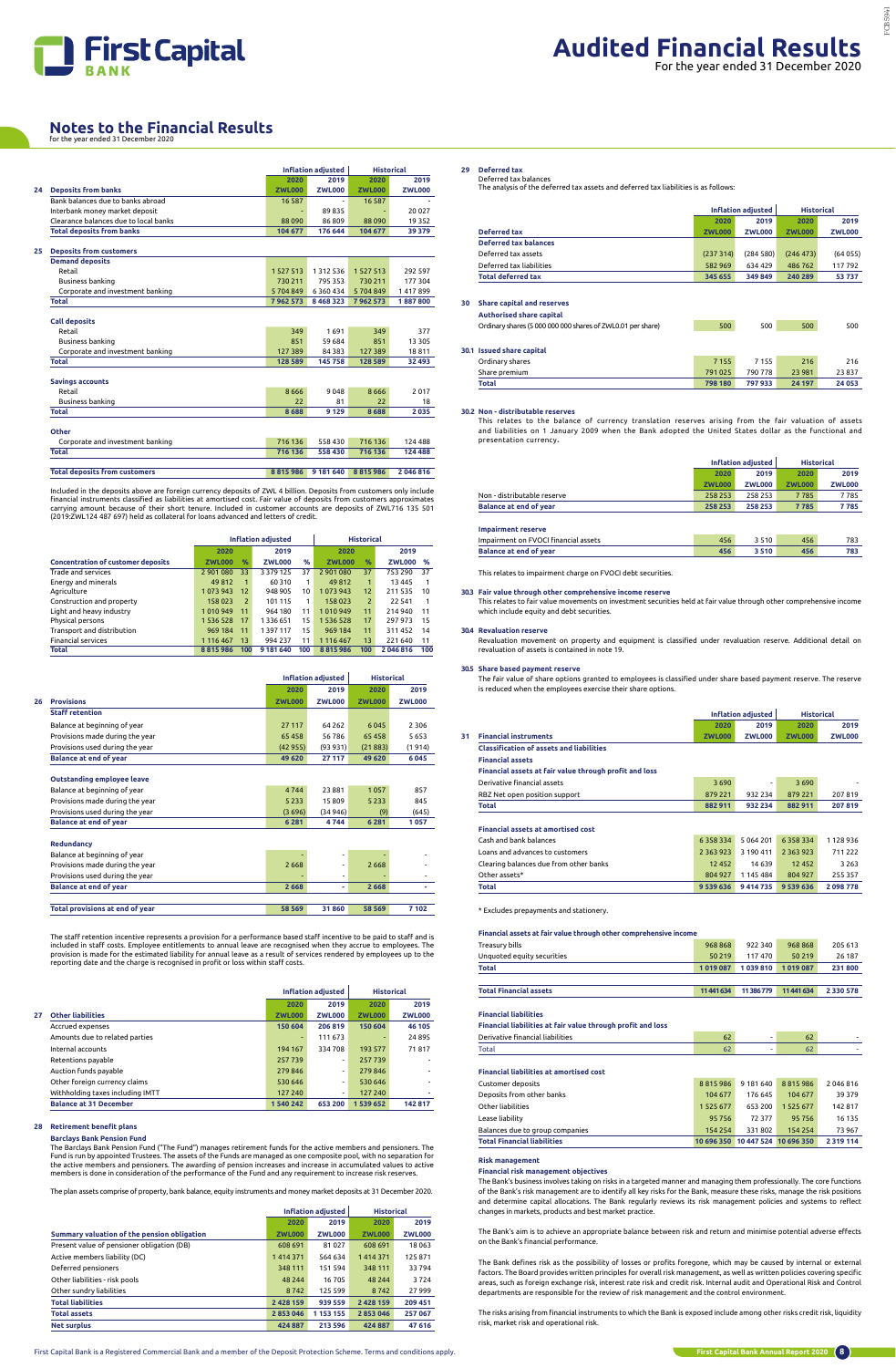# Notes to the Financial Results
for the year ended 31 December 2020

| | Inflation adjusted | | Historical | |
|---|---|---|---|---|
| | 2020 | 2019 | 2020 | 2019 |
| **24 Deposits from banks** | **ZWL000** | **ZWL000** | **ZWL000** | **ZWL000** |
| Bank balances due to banks abroad | 16 587 | - | 16 587 | - |
| Interbank money market deposit | - | 89 835 | - | 20 027 |
| Clearance balances due to local banks | 88 090 | 86 809 | 88 090 | 19 352 |
| **Total deposits from banks** | **104 677** | **176 644** | **104 677** | **39 379** |
| | | | | |
| **25 Deposits from customers** | | | | |
| **Demand deposits** | | | | |
| Retail | 1 527 513 | 1 312 536 | 1 527 513 | 292 597 |
| Business banking | 730 211 | 795 353 | 730 211 | 177 304 |
| Corporate and investment banking | 5 704 849 | 6 360 434 | 5 704 849 | 1 417 899 |
| **Total** | **7 962 573** | **8 468 323** | **7 962 573** | **1 887 800** |
| | | | | |
| **Call deposits** | | | | |
| Retail | 349 | 1 691 | 349 | 377 |
| Business banking | 851 | 59 684 | 851 | 13 305 |
| Corporate and investment banking | 127 389 | 84 383 | 127 389 | 18 811 |
| **Total** | **128 589** | **145 758** | **128 589** | **32 493** |
| | | | | |
| **Savings accounts** | | | | |
| Retail | 8 666 | 9 048 | 8 666 | 2 017 |
| Business banking | 22 | 81 | 22 | 18 |
| **Total** | **8 688** | **9 129** | **8 688** | **2 035** |
| | | | | |
| **Other** | | | | |
| Corporate and investment banking | 716 136 | 558 430 | 716 136 | 124 488 |
| **Total** | **716 136** | **558 430** | **716 136** | **124 488** |
| | | | | |
| **Total deposits from customers** | **8 815 986** | **9 181 640** | **8 815 986** | **2 046 816** |

Included in the deposits above are foreign currency deposits of ZWL 4 billion. Deposits from customers only include financial instruments classified as liabilities at amortised cost. Fair value of deposits from customers approximates carrying amount because of their short tenure. Included in customer accounts are deposits of ZWL716 135 501 (2019:ZWL124 487 697) held as collateral for loans advanced and letters of credit.

| | Inflation adjusted | | | | Historical | | | |
|---|---|---|---|---|---|---|---|---|
| | 2020 | | 2019 | | 2020 | | 2019 | |
| **Concentration of customer deposits** | **ZWL000** | **%** | **ZWL000** | **%** | **ZWL000** | **%** | **ZWL000** | **%** |
| Trade and services | 2 901 080 | 33 | 3 379 125 | 37 | 2 901 080 | 37 | 753 290 | 37 |
| Energy and minerals | 49 812 | 1 | 60 310 | 1 | 49 812 | 1 | 13 445 | 1 |
| Agriculture | 1 073 943 | 12 | 948 905 | 10 | 1 073 943 | 12 | 211 535 | 10 |
| Construction and property | 158 023 | 2 | 101 115 | 1 | 158 023 | 2 | 22 541 | 1 |
| Light and heavy industry | 1 010 949 | 11 | 964 180 | 11 | 1 010 949 | 11 | 214 940 | 11 |
| Physical persons | 1 536 528 | 17 | 1 336 651 | 15 | 1 536 528 | 17 | 297 973 | 15 |
| Transport and distribution | 969 184 | 11 | 1 397 117 | 15 | 969 184 | 11 | 311 452 | 14 |
| Financial services | 1 116 467 | 13 | 994 237 | 11 | 1 116 467 | 13 | 221 640 | 11 |
| **Total** | **8 815 986** | **100** | **9 181 640** | **100** | **8 815 986** | **100** | **2 046 816** | **100** |

| | Inflation adjusted | | Historical | |
|---|---|---|---|---|
| | 2020 | 2019 | 2020 | 2019 |
| **26 Provisions** | **ZWL000** | **ZWL000** | **ZWL000** | **ZWL000** |
| **Staff retention** | | | | |
| Balance at beginning of year | 27 117 | 64 262 | 6 045 | 2 306 |
| Provisions made during the year | 65 458 | 56 786 | 65 458 | 5 653 |
| Provisions used during the year | (42 955) | (93 931) | (21 883) | (1 914) |
| **Balance at end of year** | **49 620** | **27 117** | **49 620** | **6 045** |
| | | | | |
| **Outstanding employee leave** | | | | |
| Balance at beginning of year | 4 744 | 23 881 | 1 057 | 857 |
| Provisions made during the year | 5 233 | 15 809 | 5 233 | 845 |
| Provisions used during the year | (3 696) | (34 946) | (9) | (645) |
| **Balance at end of year** | **6 281** | **4 744** | **6 281** | **1 057** |
| | | | | |
| **Redundancy** | | | | |
| Balance at beginning of year | - | - | - | - |
| Provisions made during the year | 2 668 | - | 2 668 | - |
| Provisions used during the year | - | - | - | - |
| **Balance at end of year** | **2 668** | **-** | **2 668** | **-** |
| | | | | |
| **Total provisions at end of year** | **58 569** | **31 860** | **58 569** | **7 102** |

The staff retention incentive represents a provision for a performance based staff incentive to be paid to staff and is included in staff costs. Employee entitlements to annual leave are recognised when they accrue to employees. The provision is made for the estimated liability for annual leave as a result of services rendered by employees up to the reporting date and the charge is recognised in profit or loss within staff costs.

| | Inflation adjusted | | Historical | |
|---|---|---|---|---|
| | 2020 | 2019 | 2020 | 2019 |
| **27 Other liabilities** | **ZWL000** | **ZWL000** | **ZWL000** | **ZWL000** |
| Accrued expenses | 150 604 | 206 819 | 150 604 | 46 105 |
| Amounts due to related parties | - | 111 673 | - | 24 895 |
| Internal accounts | 194 167 | 334 708 | 193 577 | 71 817 |
| Retentions payable | 257 739 | - | 257 739 | - |
| Auction funds payable | 279 846 | - | 279 846 | - |
| Other foreign currency claims | 530 646 | - | 530 646 | - |
| Withholding taxes including IMTT | 127 240 | - | 127 240 | - |
| **Balance at 31 December** | **1 540 242** | **653 200** | **1 539 652** | **142 817** |

## 28 Retirement benefit plans

**Barclays Bank Pension Fund**

The Barclays Bank Pension Fund ("The Fund") manages retirement funds for the active members and pensioners. The Fund is run by appointed Trustees. The assets of the Funds are managed as one composite pool, with no separation for the active members and pensioners. The awarding of pension increases and increase in accumulated values to active members is done in consideration of the performance of the Fund and any requirement to increase risk reserves.

The plan assets comprise of property, bank balance, equity instruments and money market deposits at 31 December 2020.

| | Inflation adjusted | | Historical | |
|---|---|---|---|---|
| | 2020 | 2019 | 2020 | 2019 |
| **Summary valuation of the pension obligation** | **ZWL000** | **ZWL000** | **ZWL000** | **ZWL000** |
| Present value of pensioner obligation (DB) | 608 691 | 81 027 | 608 691 | 18 063 |
| Active members liability (DC) | 1 414 371 | 564 634 | 1 414 371 | 125 871 |
| Deferred pensioners | 348 111 | 151 594 | 348 111 | 33 794 |
| Other liabilities - risk pools | 48 244 | 16 705 | 48 244 | 3 724 |
| Other sundry liabilities | 8 742 | 125 599 | 8 742 | 27 999 |
| **Total liabilities** | **2 428 159** | **939 559** | **2 428 159** | **209 451** |
| **Total assets** | **2 853 046** | **1 153 155** | **2 853 046** | **257 067** |
| **Net surplus** | **424 887** | **213 596** | **424 887** | **47 616** |

## 29 Deferred tax

Deferred tax balances

The analysis of the deferred tax assets and deferred tax liabilities is as follows:

| | Inflation adjusted | | Historical | |
|---|---|---|---|---|
| | 2020 | 2019 | 2020 | 2019 |
| **Deferred tax** | **ZWL000** | **ZWL000** | **ZWL000** | **ZWL000** |
| **Deferred tax balances** | | | | |
| Deferred tax assets | (237 314) | (284 580) | (246 473) | (64 055) |
| Deferred tax liabilities | 582 969 | 634 429 | 486 762 | 117 792 |
| **Total deferred tax** | **345 655** | **349 849** | **240 289** | **53 737** |

## 30 Share capital and reserves

| | | | | |
|---|---|---|---|---|
| **Authorised share capital** | | | | |
| Ordinary shares (5 000 000 000 shares of ZWL0.01 per share) | 500 | 500 | 500 | 500 |

### 30.1 Issued share capital

| | | | | |
|---|---|---|---|---|
| Ordinary shares | 7 155 | 7 155 | 216 | 216 |
| Share premium | 791 025 | 790 778 | 23 981 | 23 837 |
| **Total** | **798 180** | **797 933** | **24 197** | **24 053** |

### 30.2 Non - distributable reserves

This relates to the balance of currency translation reserves arising from the fair valuation of assets and liabilities on 1 January 2009 when the Bank adopted the United States dollar as the functional and presentation currency.

| | Inflation adjusted | | Historical | |
|---|---|---|---|---|
| | 2020 | 2019 | 2020 | 2019 |
| | **ZWL000** | **ZWL000** | **ZWL000** | **ZWL000** |
| Non - distributable reserve | 258 253 | 258 253 | 7 785 | 7 785 |
| **Balance at end of year** | **258 253** | **258 253** | **7 785** | **7 785** |
| | | | | |
| **Impairment reserve** | | | | |
| Impairment on FVOCI financial assets | 456 | 3 510 | 456 | 783 |
| **Balance at end of year** | **456** | **3 510** | **456** | **783** |

This relates to impairment charge on FVOCI debt securities.

### 30.3 Fair value through other comprehensive income reserve

This relates to fair value movements on investment securities held at fair value through other comprehensive income which include equity and debt securities.

### 30.4 Revaluation reserve

Revaluation movement on property and equipment is classified under revaluation reserve. Additional detail on revaluation of assets is contained in note 19.

### 30.5 Share based payment reserve

The fair value of share options granted to employees is classified under share based payment reserve. The reserve is reduced when the employees exercise their share options.

| | Inflation adjusted | | Historical | |
|---|---|---|---|---|
| | 2020 | 2019 | 2020 | 2019 |
| **31 Financial instruments** | **ZWL000** | **ZWL000** | **ZWL000** | **ZWL000** |
| **Classification of assets and liabilities** | | | | |
| **Financial assets** | | | | |
| **Financial assets at fair value through profit and loss** | | | | |
| Derivative financial assets | 3 690 | - | 3 690 | - |
| RBZ Net open position support | 879 221 | 932 234 | 879 221 | 207 819 |
| **Total** | **882 911** | **932 234** | **882 911** | **207 819** |
| | | | | |
| **Financial assets at amortised cost** | | | | |
| Cash and bank balances | 6 358 334 | 5 064 201 | 6 358 334 | 1 128 936 |
| Loans and advances to customers | 2 363 923 | 3 190 411 | 2 363 923 | 711 222 |
| Clearing balances due from other banks | 12 452 | 14 639 | 12 452 | 3 263 |
| Other assets* | 804 927 | 1 145 484 | 804 927 | 255 357 |
| **Total** | **9 539 636** | **9 414 735** | **9 539 636** | **2 098 778** |

* Excludes prepayments and stationery.

| | | | | |
|---|---|---|---|---|
| **Financial assets at fair value through other comprehensive income** | | | | |
| Treasury bills | 968 868 | 922 340 | 968 868 | 205 613 |
| Unquoted equity securities | 50 219 | 117 470 | 50 219 | 26 187 |
| **Total** | **1 019 087** | **1 039 810** | **1 019 087** | **231 800** |
| | | | | |
| **Total Financial assets** | **11 441 634** | **11 386 779** | **11 441 634** | **2 330 578** |
| | | | | |
| **Financial liabilities** | | | | |
| **Financial liabilities at fair value through profit and loss** | | | | |
| Derivative financial liabilities | 62 | - | 62 | - |
| Total | 62 | - | 62 | - |
| | | | | |
| **Financial liabilities at amortised cost** | | | | |
| Customer deposits | 8 815 986 | 9 181 640 | 8 815 986 | 2 046 816 |
| Deposits from other banks | 104 677 | 176 645 | 104 677 | 39 379 |
| Other liabilities | 1 525 677 | 653 200 | 1 525 677 | 142 817 |
| Lease liability | 95 756 | 72 377 | 95 756 | 16 135 |
| Balances due to group companies | 154 254 | 331 802 | 154 254 | 73 967 |
| **Total Financial liabilities** | **10 696 350** | **10 447 524** | **10 696 350** | **2 319 114** |

**Risk management**

**Financial risk management objectives**

The Bank's business involves taking on risks in a targeted manner and managing them professionally. The core functions of the Bank's risk management are to identify all key risks for the Bank, measure these risks, manage the risk positions and determine capital allocations. The Bank regularly reviews its risk management policies and systems to reflect changes in markets, products and best market practice.

The Bank's aim is to achieve an appropriate balance between risk and return and minimise potential adverse effects on the Bank's financial performance.

The Bank defines risk as the possibility of losses or profits foregone, which may be caused by internal or external factors. The Board provides written principles for overall risk management, as well as written policies covering specific areas, such as foreign exchange risk, interest rate risk and credit risk. Internal audit and Operational Risk and Control departments are responsible for the review of risk management and the control environment.

The risks arising from financial instruments to which the Bank is exposed include among other risks credit risk, liquidity risk, market risk and operational risk.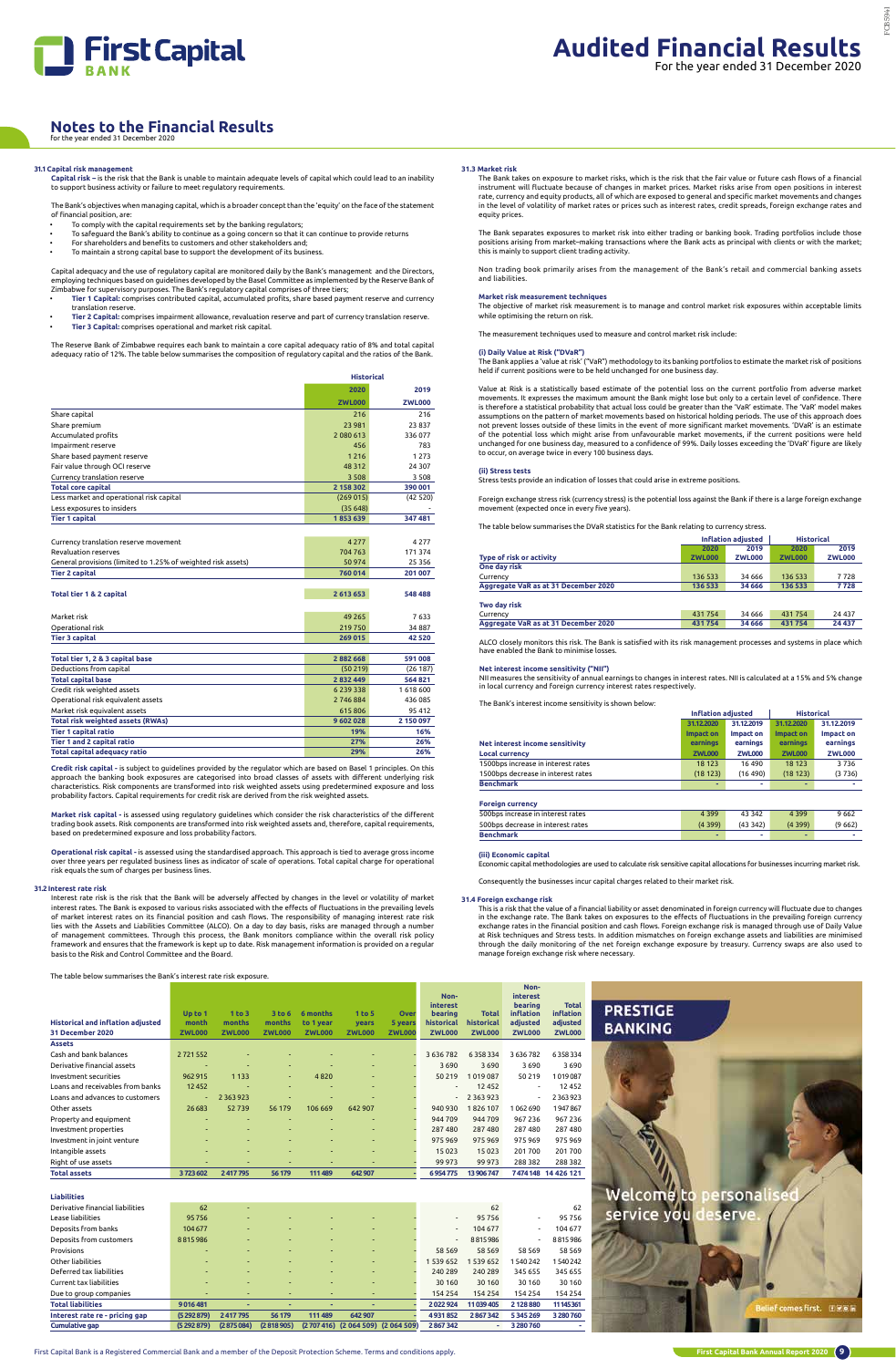# Notes to the Financial Results

for the year ended 31 December 2020

### 31.1 Capital risk management

**Capital risk** – is the risk that the Bank is unable to maintain adequate levels of capital which could lead to an inability to support business activity or failure to meet regulatory requirements.

The Bank's objectives when managing capital, which is a broader concept than the 'equity' on the face of the statement of financial position, are:

- To comply with the capital requirements set by the banking regulators;
- To safeguard the Bank's ability to continue as a going concern so that it can continue to provide returns
- For shareholders and benefits to customers and other stakeholders and;
- To maintain a strong capital base to support the development of its business.

Capital adequacy and the use of regulatory capital are monitored daily by the Bank's management and the Directors, employing techniques based on guidelines developed by the Basel Committee as implemented by the Reserve Bank of Zimbabwe for supervisory purposes. The Bank's regulatory capital comprises of three tiers;

- **Tier 1 Capital:** comprises contributed capital, accumulated profits, share based payment reserve and currency translation reserve.
- **Tier 2 Capital:** comprises impairment allowance, revaluation reserve and part of currency translation reserve.
- **Tier 3 Capital:** comprises operational and market risk capital.

The Reserve Bank of Zimbabwe requires each bank to maintain a core capital adequacy ratio of 8% and total capital adequacy ratio of 12%. The table below summarises the composition of regulatory capital and the ratios of the Bank.

| | Historical | |
|---|---|---|
| | 2020 | 2019 |
| | ZWL000 | ZWL000 |
| Share capital | 216 | 216 |
| Share premium | 23 981 | 23 837 |
| Accumulated profits | 2 080 613 | 336 077 |
| Impairment reserve | 456 | 783 |
| Share based payment reserve | 1 216 | 1 273 |
| Fair value through OCI reserve | 48 312 | 24 307 |
| Currency translation reserve | 3 508 | 3 508 |
| **Total core capital** | **2 158 302** | **390 001** |
| Less market and operational risk capital | (269 015) | (42 520) |
| Less exposures to insiders | (35 648) | - |
| **Tier 1 capital** | **1 853 639** | **347 481** |
| | | |
| Currency translation reserve movement | 4 277 | 4 277 |
| Revaluation reserves | 704 763 | 171 374 |
| General provisions (limited to 1.25% of weighted risk assets) | 50 974 | 25 356 |
| **Tier 2 capital** | **760 014** | **201 007** |
| | | |
| **Total tier 1 & 2 capital** | **2 613 653** | **548 488** |
| | | |
| Market risk | 49 265 | 7 633 |
| Operational risk | 219 750 | 34 887 |
| **Tier 3 capital** | **269 015** | **42 520** |
| | | |
| **Total tier 1, 2 & 3 capital base** | **2 882 668** | **591 008** |
| Deductions from capital | (50 219) | (26 187) |
| **Total capital base** | **2 832 449** | **564 821** |
| Credit risk weighted assets | 6 239 338 | 1 618 600 |
| Operational risk equivalent assets | 2 746 884 | 436 085 |
| Market risk equivalent assets | 615 806 | 95 412 |
| **Total risk weighted assets (RWAs)** | **9 602 028** | **2 150 097** |
| **Tier 1 capital ratio** | **19%** | **16%** |
| **Tier 1 and 2 capital ratio** | **27%** | **26%** |
| **Total capital adequacy ratio** | **29%** | **26%** |

**Credit risk capital** - is subject to guidelines provided by the regulator which are based on Basel 1 principles. On this approach the banking book exposures are categorised into broad classes of assets with different underlying risk characteristics. Risk components are transformed into risk weighted assets using predetermined exposure and loss probability factors. Capital requirements for credit risk are derived from the risk weighted assets.

**Market risk capital** - is assessed using regulatory guidelines which consider the risk characteristics of the different trading book assets. Risk components are transformed into risk weighted assets and, therefore, capital requirements, based on predetermined exposure and loss probability factors.

**Operational risk capital** - is assessed using the standardised approach. This approach is tied to average gross income over three years per regulated business lines as indicator of scale of operations. Total capital charge for operational risk equals the sum of charges per business lines.

### 31.2 Interest rate risk

Interest rate risk is the risk that the Bank will be adversely affected by changes in the level or volatility of market interest rates. The Bank is exposed to various risks associated with the effects of fluctuations in the prevailing levels of market interest rates on its financial position and cash flows. The responsibility of managing interest rate risk lies with the Assets and Liabilities Committee (ALCO). On a day to day basis, risks are managed through a number of management committees. Through this process, the Bank monitors compliance within the overall risk policy framework and ensures that the framework is kept up to date. Risk management information is provided on a regular basis to the Risk and Control Committee and the Board.

The table below summarises the Bank's interest rate risk exposure.

| Historical and inflation adjusted 31 December 2020 | Up to 1 month ZWL000 | 1 to 3 months ZWL000 | 3 to 6 months ZWL000 | 6 months to 1 year ZWL000 | 1 to 5 years ZWL000 | Over 5 years ZWL000 | Non-interest bearing historical ZWL000 | Total historical ZWL000 | Non-interest bearing inflation adjusted ZWL000 | Total inflation adjusted ZWL000 |
|---|---|---|---|---|---|---|---|---|---|---|
| **Assets** | | | | | | | | | | |
| Cash and bank balances | 2 721 552 | - | - | - | - | - | 3 636 782 | 6 358 334 | 3 636 782 | 6 358 334 |
| Derivative financial assets | - | - | - | - | - | - | 3 690 | 3 690 | 3 690 | 3 690 |
| Investment securities | 962 915 | 1 133 | - | 4 820 | - | - | 50 219 | 1 019 087 | 50 219 | 1 019 087 |
| Loans and receivables from banks | 12 452 | - | - | - | - | - | - | 12 452 | - | 12 452 |
| Loans and advances to customers | - | 2 363 923 | - | - | - | - | - | 2 363 923 | - | 2 363 923 |
| Other assets | 26 683 | 52 739 | 56 179 | 106 669 | 642 907 | - | 940 930 | 1 826 107 | 1 062 690 | 1 947 867 |
| Property and equipment | - | - | - | - | - | - | 944 709 | 944 709 | 967 236 | 967 236 |
| Investment properties | - | - | - | - | - | - | 287 480 | 287 480 | 287 480 | 287 480 |
| Investment in joint venture | - | - | - | - | - | - | 975 969 | 975 969 | 975 969 | 975 969 |
| Intangible assets | - | - | - | - | - | - | 15 023 | 15 023 | 201 700 | 201 700 |
| Right of use assets | - | - | - | - | - | - | 99 973 | 99 973 | 288 382 | 288 382 |
| **Total assets** | **3 723 602** | **2 417 795** | **56 179** | **111 489** | **642 907** | **-** | **6 954 775** | **13 906 747** | **7 474 148** | **14 426 121** |
| | | | | | | | | | | |
| **Liabilities** | | | | | | | | | | |
| Derivative financial liabilities | 62 | - | - | - | - | - | | 62 | | 62 |
| Lease liabilities | 95 756 | - | - | - | - | - | - | 95 756 | - | 95 756 |
| Deposits from banks | 104 677 | - | - | - | - | - | - | 104 677 | - | 104 677 |
| Deposits from customers | 8 815 986 | - | - | - | - | - | - | 8 815 986 | - | 8 815 986 |
| Provisions | - | - | - | - | - | - | 58 569 | 58 569 | 58 569 | 58 569 |
| Other liabilities | - | - | - | - | - | - | 1 539 652 | 1 539 652 | 1 540 242 | 1 540 242 |
| Deferred tax liabilities | - | - | - | - | - | - | 240 289 | 240 289 | 345 655 | 345 655 |
| Current tax liabilities | - | - | - | - | - | - | 30 160 | 30 160 | 30 160 | 30 160 |
| Due to group companies | - | - | - | - | - | - | 154 254 | 154 254 | 154 254 | 154 254 |
| **Total liabilities** | **9 016 481** | **-** | **-** | **-** | **-** | **-** | **2 022 924** | **11 039 405** | **2 128 880** | **11 145 361** |
| **Interest rate re - pricing gap** | **(5 292 879)** | **2 417 795** | **56 179** | **111 489** | **642 907** | **-** | **4 931 852** | **2 867 342** | **5 345 269** | **3 280 760** |
| **Cumulative gap** | **(5 292 879)** | **(2 875 084)** | **(2 818 905)** | **(2 707 416)** | **(2 064 509)** | **(2 064 509)** | **2 867 342** | **-** | **3 280 760** | **-** |

### 31.3 Market risk

The Bank takes on exposure to market risks, which is the risk that the fair value or future cash flows of a financial instrument will fluctuate because of changes in market prices. Market risks arise from open positions in interest rate, currency and equity products, all of which are exposed to general and specific market movements and changes in the level of volatility of market rates or prices such as interest rates, credit spreads, foreign exchange rates and equity prices.

The Bank separates exposures to market risk into either trading or banking book. Trading portfolios include those positions arising from market-making transactions where the Bank acts as principal with clients or with the market; this is mainly to support client trading activity.

Non trading book primarily arises from the management of the Bank's retail and commercial banking assets and liabilities.

#### Market risk measurement techniques

The objective of market risk measurement is to manage and control market risk exposures within acceptable limits while optimising the return on risk.

The measurement techniques used to measure and control market risk include:

#### (i) Daily Value at Risk ("DVaR")

The Bank applies a 'value at risk' ("VaR") methodology to its banking portfolios to estimate the market risk of positions held if current positions were to be held unchanged for one business day.

Value at Risk is a statistically based estimate of the potential loss on the current portfolio from adverse market movements. It expresses the maximum amount the Bank might lose but only to a certain level of confidence. There is therefore a statistical probability that actual loss could be greater than the 'VaR' estimate. The 'VaR' model makes assumptions on the pattern of market movements based on historical holding periods. The use of this approach does not prevent losses outside of these limits in the event of more significant market movements. 'DVaR' is an estimate of the potential loss which might arise from unfavourable market movements, if the current positions were held unchanged for one business day, measured to a confidence of 99%. Daily losses exceeding the 'DVaR' figure are likely to occur, on average twice in every 100 business days.

#### (ii) Stress tests

Stress tests provide an indication of losses that could arise in extreme positions.

Foreign exchange stress risk (currency stress) is the potential loss against the Bank if there is a large foreign exchange movement (expected once in every five years).

The table below summarises the DVaR statistics for the Bank relating to currency stress.

| | Inflation adjusted | | Historical | |
|---|---|---|---|---|
| | 2020 | 2019 | 2020 | 2019 |
| Type of risk or activity | ZWL000 | ZWL000 | ZWL000 | ZWL000 |
| **One day risk** | | | | |
| Currency | 136 533 | 34 666 | 136 533 | 7 728 |
| **Aggregate VaR as at 31 December 2020** | **136 533** | **34 666** | **136 533** | **7 728** |
| | | | | |
| **Two day risk** | | | | |
| Currency | 431 754 | 34 666 | 431 754 | 24 437 |
| **Aggregate VaR as at 31 December 2020** | **431 754** | **34 666** | **431 754** | **24 437** |

ALCO closely monitors this risk. The Bank is satisfied with its risk management processes and systems in place which have enabled the Bank to minimise losses.

#### Net interest income sensitivity ("NII")

NII measures the sensitivity of annual earnings to changes in interest rates. NII is calculated at a 15% and 5% change in local currency and foreign currency interest rates respectively.

The Bank's interest income sensitivity is shown below:

| | Inflation adjusted | | Historical | |
|---|---|---|---|---|
| | 31.12.2020 | 31.12.2019 | 31.12.2020 | 31.12.2019 |
| | Impact on | Impact on | Impact on | Impact on |
| Net interest income sensitivity | earnings | earnings | earnings | earnings |
| **Local currency** | ZWL000 | ZWL000 | ZWL000 | ZWL000 |
| 1500bps increase in interest rates | 18 123 | 16 490 | 18 123 | 3 736 |
| 1500bps decrease in interest rates | (18 123) | (16 490) | (18 123) | (3 736) |
| **Benchmark** | - | - | - | - |
| | | | | |
| **Foreign currency** | | | | |
| 500bps increase in interest rate | 4 399 | 43 342 | 4 399 | 9 662 |
| 500bps decrease in interest rate | (4 399) | (43 342) | (4 399) | (9 662) |
| **Benchmark** | - | - | - | - |

#### (iii) Economic capital

Economic capital methodologies are used to calculate risk sensitive capital allocations for businesses incurring market risk.

Consequently the businesses incur capital charges related to their market risk.

### 31.4 Foreign exchange risk

This is a risk that the value of a financial liability or asset denominated in foreign currency will fluctuate due to changes in the exchange rate. The Bank takes on exposures to the effects of fluctuations in the prevailing foreign currency exchange rates in the financial position and cash flows. Foreign exchange risk is managed through use of Daily Value at Risk techniques and Stress tests. In addition mismatches on foreign exchange assets and liabilities are minimised through the daily monitoring of the net foreign exchange exposure by treasury. Currency swaps are also used to manage foreign exchange risk where necessary.

PRESTIGE BANKING

Welcome to personalised service you deserve.

Belief comes first.

First Capital Bank is a Registered Commercial Bank and a member of the Deposit Protection Scheme. Terms and conditions apply.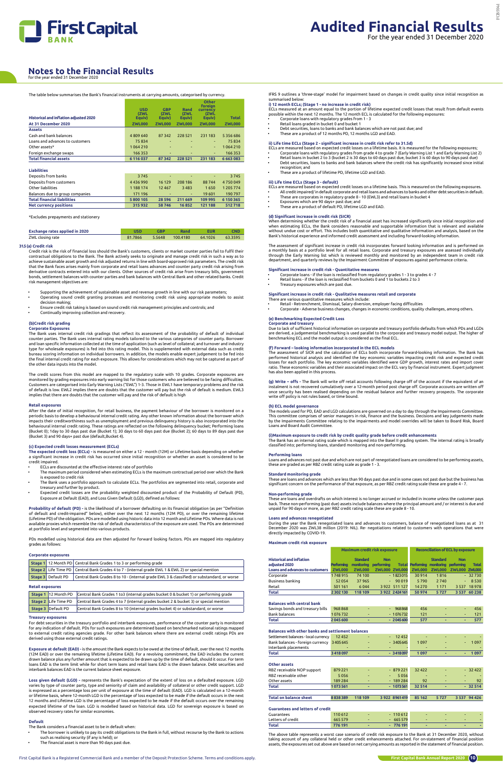# Notes to the Financial Results

for the year ended 31 December 2020

The table below summarises the Bank's financial instruments at carrying amounts, categorised by currency.

| Historical and inflation adjusted 2020 | USD (ZWL Equiv) | GBP (ZWL Equiv) | Rand (ZWL Equiv) | Other foreign currency (ZWL Equiv) | Total |
|---|---|---|---|---|---|
| **At 31 December 2020** | **ZWL000** | **ZWL000** | **ZWL000** | **ZWL000** | **ZWL000** |
| **Assets** | | | | | |
| Cash and bank balances | 4 809 640 | 87 342 | 228 521 | 231 183 | 5 356 686 |
| Loans and advances to customers | 75 834 | - | - | - | 75 834 |
| Other assets* | 1 064 210 | - | - | - | 1 064 210 |
| Foreign exchange swaps | 166 353 | - | - | - | 166 353 |
| **Total financial assets** | **6 116 037** | **87 342** | **228 521** | **231 183** | **6 663 083** |
| | | | | | |
| **Liabilities** | | | | | |
| Deposits from banks | 3 745 | - | - | - | 3 745 |
| Deposits from customers | 4 436 990 | 16 129 | 208 186 | 88 744 | 4 750 049 |
| Other liabilities | 1 188 174 | 12 467 | 3 483 | 1 650 | 1 205 774 |
| Balances due to group companies | 171 196 | - | - | 19 601 | 190 797 |
| **Total financial liabilities** | **5 800 105** | **28 596** | **211 669** | **109 995** | **6 150 365** |
| **Net currency positions** | **315 932** | **58 746** | **16 852** | **121 188** | **512 718** |

*Excludes prepayments and stationery

| Exchange rates applied in 2020 | USD | GBP | Rand | EUR | CND |
|---|---|---|---|---|---|
| ZWL closing rate | 81.7866 | 5.5648 | 100.4180 | 64.1026 | 63.3595 |

**31.5 (a) Credit risk**

Credit risk is the risk of financial loss should the Bank's customers, clients or market counter parties fail to fulfil their contractual obligations to the Bank. The Bank actively seeks to originate and manage credit risk in such a way as to achieve sustainable asset growth and risk adjusted returns in line with board-approved risk parameters. The credit risk that the Bank faces arises mainly from corporate and retail loans and advances and counter party credit risk arising from derivative contracts entered into with our clients. Other sources of credit risk arise from treasury bills, government bonds, settlement balances with counter parties and bank balances with Central Bank and other related banks. Credit risk management objectives are:

- Supporting the achievement of sustainable asset and revenue growth in line with our risk parameters;
- Operating sound credit granting processes and monitoring credit risk using appropriate models to assist decision making;
- Ensure credit risk taking is based on sound credit risk management principles and controls; and
- Continually improving collection and recovery.

**(b)Credit risk grading**

**Corporate Exposures**

The Bank uses internal credit risk gradings that reflect its assessment of the probability of default of individual counter parties. The Bank uses internal rating models tailored to the various categories of counter party. Borrower and loan specific information collected at the time of application (such as level of collateral; and turnover and industry type for wholesale exposures) is fed into this rating model. This is supplemented with external data such as credit bureau scoring information on individual borrowers. In addition, the models enable expert judgement to be fed into the final internal credit rating for each exposure. This allows for considerations which may not be captured as part of the other data inputs into the model.

The credit scores from this model are mapped to the regulatory scale with 10 grades. Corporate exposures are monitored by grading exposures into early warning list for those customers who are believed to be facing difficulties. Customers are categorised into Early Warning Lists ("EWL") 1-3. Those in EWL1 have temporary problems and the risk of default is low. EWL2 implies there are doubts that the customer will pay but the risk of default is medium. EWL3 implies that there are doubts that the customer will pay and the risk of default is high

**Retail exposures**

After the date of initial recognition, for retail business, the payment behaviour of the borrower is monitored on a periodic basis to develop a behavioural internal credit rating. Any other known information about the borrower which impacts their creditworthiness such as unemployment and previous delinquency history is also incorporated into the behavioural internal credit rating. These ratings are reflected on the following delinquency bucket; Performing loans (Bucket 0); 1day to 30 days past due (Bucket 1); 30 days to 60 days past due (Bucket 2); 60 days to 89 days past due (Bucket 3) and 90 days+ past due (default,Bucket 4).

**(c) Expected credit losses measurement (ECLs)**

**The expected credit loss (ECLs) -** is measured on either a 12 - month (12M) or Lifetime basis depending on whether a significant increase in credit risk has occurred since initial recognition or whether an asset is considered to be credit impaired.

- ECLs are discounted at the effective interest rate of portfolio
- The maximum period considered when estimating ECLs is the maximum contractual period over which the Bank is exposed to credit risk
- The Bank uses a portfolio approach to calculate ECLs. The portfolios are segmented into retail, corporate and treasury and further by product.
- Expected credit losses are the probability weighted discounted product of the Probability of Default (PD), Exposure at Default (EAD), and Loss Given Default (LGD), defined as follows:

**Probability of default (PD) -** is the likelihood of a borrower defaulting on its financial obligation (as per "Definition of default and credit-impaired" below), either over the next 12 months (12M PD), or over the remaining lifetime (Lifetime PD) of the obligation. PDs are modelled using historic data into 12 month and Lifetime PDs. Where data is not available proxies which resemble the risk of default characteristics of the exposure are used. The PDs are determined at portfolio level and segmented into various products.

PDs modelled using historical data are then adjusted for forward looking factors. PDs are mapped into regulatory grades as follows:

**Corporate exposures**

| | | |
|---|---|---|
| **Stage 1** | 12 Month PD | Central Bank Grades 1 to 3 or performing grade |
| **Stage 2** | Life Time PD | Central Bank Grades 4 to 7 - (internal grade EWL 1 & EWL 2) or special mention |
| **Stage 3** | Default PD | Central Bank Grades 8 to 10 - (internal grade EWL 3 & classified) or substandard, or worse |

**Retail exposures**

| | | |
|---|---|---|
| **Stage 1** | 12 Month PD | Central Bank Grades 1 to3 (internal grades bucket 0 & bucket 1) or performing grade |
| **Stage 2** | Life Time PD | Central Bank Grades 4 to 7 (internal grades bucket 2 & bucket 3) or special mention |
| **Stage 3** | Default PD | Central Bank Grades 8 to 10 (internal grades bucket 4) or substandard, or worse |

**Treasury exposures**

For debt securities in the treasury portfolio and interbank exposures, performance of the counter party is monitored for any indication of default. PDs for such exposures are determined based on benchmarked national ratings mapped to external credit rating agencies grade. For other bank balances where there are external credit ratings PDs are derived using those external credit ratings.

**Exposure at default (EAD) -** is the amount the Bank expects to be owed at the time of default, over the next 12 months (12M EAD) or over the remaining lifetime (Lifetime EAD). For a revolving commitment, the EAD includes the current drawn balance plus any further amount that is expected to be drawn up by the time of default, should it occur. For term loans EAD is the term limit while for short term loans and retail loans EAD is the drawn balance. Debt securities and interbank balances EAD is the current balance sheet exposure.

**Loss given default (LGD) -** represents the Bank's expectation of the extent of loss on a defaulted exposure. LGD varies by type of counter party, type and seniority of claim and availability of collateral or other credit support. LGD is expressed as a percentage loss per unit of exposure at the time of default (EAD). LGD is calculated on a 12-month or lifetime basis, where 12-month LGD is the percentage of loss expected to be made if the default occurs in the next 12 months and Lifetime LGD is the percentage of loss expected to be made if the default occurs over the remaining expected lifetime of the loan. LGD is modelled based on historical data. LGD for sovereign exposure is based on observed recovery rates for similar economies.

**Default**

The Bank considers a financial asset to be in default when:

- The borrower is unlikely to pay its credit obligations to the Bank in full, without recourse by the Bank to actions such as realising security (if any is held); or
- The financial asset is more than 90 days past due.

IFRS 9 outlines a 'three-stage' model for impairment based on changes in credit quality since initial recognition as summarised below:

**i) 12 month ECLs; (Stage 1 - no increase in credit risk)**

ECLs measured at an amount equal to the portion of lifetime expected credit losses that result from default events possible within the next 12 months. The 12 month ECL is calculated for the following exposures:

- Corporate loans with regulatory grades from 1 - 3
- Retail loans in bucket 0 and bucket 1
- Debt securities, loans to banks and bank balances which are not past due; and
- These are a product of 12 months PD, 12 months LGD and EAD.

**ii) Life time ECLs (Stage 2 - significant increase in credit risk refer to 31.5d)**

ECLs are measured based on expected credit losses on a lifetime basis. It is measured for the following exposures;

- Corporate loans with regulatory grades from grade 4 to grade 7 (Early Warning List 1 and Early Warning List 2)
- Retail loans in bucket 2 to 3 (bucket 2 is 30 days to 60 days past due, bucket 3 is 60 days to 90 days past due)
- Debt securities, loans to banks and bank balances where the credit risk has significantly increased since initial recognition; and
- These are a product of lifetime PD, lifetime LGD and EAD.

**iii) Life time ECLs (Stage 3 - default)**

ECLs are measured based on expected credit losses on a lifetime basis. This is measured on the following exposures.

- All credit impaired/ in default corporate and retail loans and advances to banks and other debt securities in default.
- These are corporates in regulatory grade 8 - 10 (EWL3) and retail loans in bucket 4
- Exposures which are 90 days+ past due; and
- These are a product of default PD, lifetime LGD and EAD.

**(d) Significant increase in credit risk (SICR)**

When determining whether the credit risk of a financial asset has increased significantly since initial recognition and when estimating ECLs, the Bank considers reasonable and supportable information that is relevant and available without undue cost or effort. This includes both quantitative and qualitative information and analysis, based on the Bank's historical experience and informed credit assessment and including forward-looking information.

The assessment of significant increase in credit risk incorporates forward looking information and is performed on a monthly basis at a portfolio level for all retail loans. Corporate and treasury exposures are assessed individually through the Early Warning list which is reviewed monthly and monitored by an independent team in credit risk department, and quarterly reviews by the Impairment Committee of exposures against performance criteria.

**Significant increase in credit risk - Quantitative measures**

- Corporate loans - if the loan is reclassified from regulatory grades 1 - 3 to grades 4 - 7
- Retail loans - if the loan is reclassified from buckets 0 and 1 to buckets 2 to 3
- Treasury exposures which are past due.

**Significant increase in credit risk - Qualitative measures retail and corporate**

There are various quantitative measures which include:

- Retail - Retrenchment, Dismissal, Salary diversion, employer facing difficulties
- Corporate - Adverse business changes, changes in economic conditions, quality challenges, among others.

**(e) Benchmarking Expected Credit Loss**

**Corporate and treasury**

Due to lack of sufficient historical information on corporate and treasury portfolio defaults from which PDs and LGDs are derived, a judgemental benchmarking is used parallel to the corporate and treasury model output. The higher of benchmarking ECL and the model output is considered as the final ECL.

**(F) Forward – looking information incorporated in the ECL models**

The assessment of SICR and the calculation of ECLs both incorporate forward-looking information. The Bank has performed historical analysis and identified the key economic variables impacting credit risk and expected credit losses for each portfolio. The key economic variables identified were GDP growth, interest rates and import cover ratio. These economic variables and their associated impact on the ECL vary by financial instrument. Expert judgment has also been applied in this process.

**(g) Write – offs -** The Bank will write off retail accounts following charge off of the account if the equivalent of an instalment is not recovered cumulatively over a 12-month period post charge off. Corporate accounts are written off once security has been realised depending on the residual balance and further recovery prospects. The corporate write off policy is not rules based, or time bound.

**(h) ECL model governance**

The models used for PD, EAD and LGD calculations are governed on a day to day through the Impairments Committee. This committee comprises of senior managers in risk, finance and the business. Decisions and key judgements made by the Impairments Committee relating to the impairments and model overrides will be taken to Board Risk, Board Loans and Board Audit Committee.

**(i)Maximum exposure to credit risk by credit quality grade before credit enhancements**

The Bank has an internal rating scale which is mapped into the Basel II grading system. The internal rating is broadly classified into; performing loans, standard monitoring and non-performing.

**Performing loans**

Loans and advances not past due and which are not part of renegotiated loans are considered to be performing assets, these are graded as per RBZ credit rating scale as grade 1 - 3.

**Standard monitoring grade**

These are loans and advances which are less than 90 days past due and in some cases not past due but the business has significant concern on the performance of that exposure, as per RBZ credit rating scale these are grade 4 - 7.

**Non-performing grade**

These are loans and overdrafts on which interest is no longer accrued or included in income unless the customer pays back. These non-performing (past due) assets include balances where the principal amount and / or interest is due and unpaid for 90 days or more, as per RBZ credit rating scale these are grade 8 - 10.

**Loans and advances renegotiated**

During the year the Bank renegotiated loans and advances to customers, balance of renegotiated loans as at 31 December 2020 was ZWL38 million (2019: NIL). Re- negotiations related to customers with operations that were directly impacted by COVID-19.

**Maximum credit risk exposure**

| Historical and inflation adjusted 2020 | Maximum credit risk exposure | | | | Reconciliation of ECL by exposure | | | |
|---|---|---|---|---|---|---|---|---|
| **Loans and advances to customers** | **Performing ZWL000** | **Standard monitoring ZWL000** | **Non performing ZWL000** | **Total ZWL000** | **Performing ZWL000** | **Standard monitoring ZWL000** | **Non performing ZWL000** | **Total ZWL000** |
| Corporate | 1 748 915 | 74 100 | - | 1 823 015 | 30 914 | 1 816 | - | 32 730 |
| Business banking | 52 054 | 37 965 | - | 90 019 | 5 790 | 2 740 | - | 8 530 |
| Retail | 501 161 | 6 044 | 3 922 | 511 127 | 14 270 | 1 171 | 3 537 | 18 978 |
| **Total** | **2 302 130** | **118 109** | **3 922** | **2 424 161** | **50 974** | **5 727** | **3 537** | **60 238** |
| | | | | | | | | |
| **Balances with central bank** | | | | | | | | |
| Savings bonds and treasury bills | 968 868 | - | - | 968 868 | 456 | - | - | 456 |
| Bank balances | 1 076 732 | - | - | 1 076 732 | 121 | - | - | 121 |
| **Total** | **2 045 600** | **-** | **-** | **2 045 600** | **577** | **-** | **-** | **577** |
| | | | | | | | | |
| **Balances with other banks and settlement balances** | | | | | | | | |
| Settlement balances - local currency | 12 452 | - | - | 12 452 | - | - | - | - |
| Bank balances - foreign currency | 3 405 645 | - | - | 3 405 645 | 1 097 | - | - | 1 097 |
| Interbank placements | - | - | - | - | - | - | - | - |
| **Total** | **3 418 097** | **-** | **-** | **3 418 097** | **1 097** | **-** | **-** | **1 097** |
| | | | | | | | | |
| **Other assets** | | | | | | | | |
| RBZ receivable NOP support | 879 221 | - | - | 879 221 | 32 422 | - | - | 32 422 |
| RBZ receivable other | 5 056 | - | - | 5 056 | - | - | - | - |
| Other assets | 189 284 | - | - | 189 284 | 92 | - | - | 92 |
| **Total** | **1 073 561** | **-** | **-** | **1 073 561** | **32 514** | **-** | **-** | **32 514** |
| | | | | | | | | |
| **Total on balance sheet** | **8 838 389** | **118 109** | **3 922** | **8 961 419** | **85 162** | **5 727** | **3 537** | **94 426** |
| | | | | | | | | |
| **Guarantees and letters of credit** | | | | | | | | |
| Guarantees | 110 612 | - | - | 110 612 | - | - | - | - |
| Letters of credit | 665 579 | - | - | 665 579 | - | - | - | - |
| **Total** | **776 191** | **-** | **-** | **776 191** | **-** | **-** | **-** | **-** |

The above table represents a worst case scenario of credit risk exposure to the Bank at 31 December 2020, without taking account of any collateral held or other credit enhancements attached. For on-statement of financial position assets, the exposures set out above are based on net carrying amounts as reported in the statement of financial position.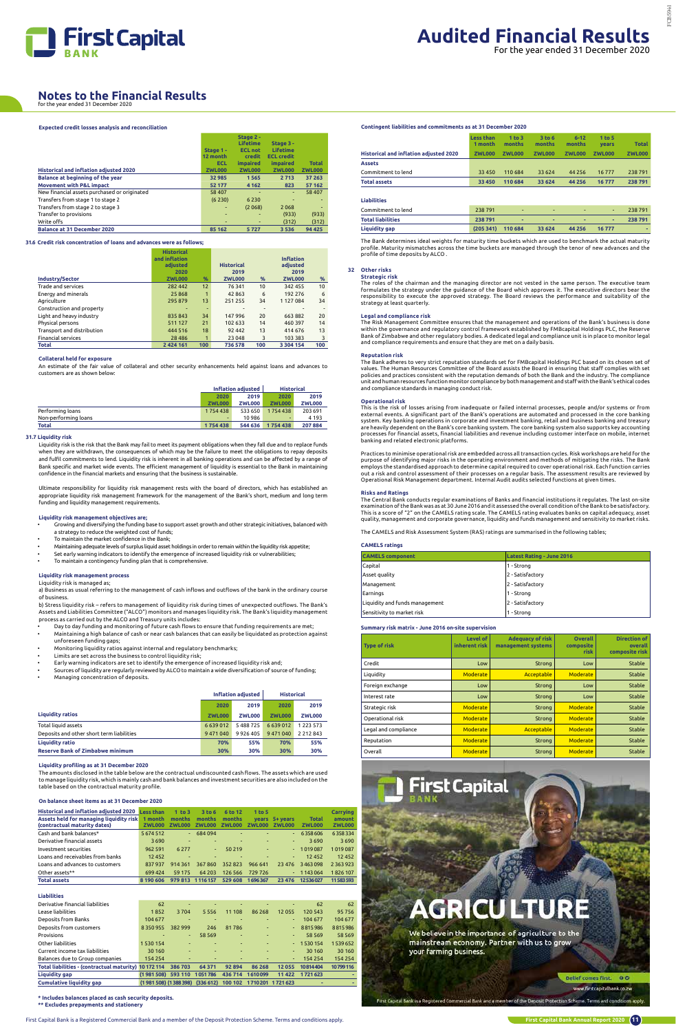# Audited Financial Results

For the year ended 31 December 2020

## Notes to the Financial Results

for the year ended 31 December 2020

### Expected credit losses analysis and reconciliation

| Historical and inflation adjusted 2020 | Stage 1 - 12 month ECL ZWL000 | Stage 2 - Lifetime ECL not credit impaired ZWL000 | Stage 3 - Lifetime ECL credit impaired ZWL000 | Total ZWL000 |
|---|---|---|---|---|
| **Balance at beginning of the year** | 32 985 | 1 565 | 2 713 | 37 263 |
| **Movement with P&L impact** | 52 177 | 4 162 | 823 | 57 162 |
| New financial assets purchased or originated | 58 407 | - | - | 58 407 |
| Transfers from stage 1 to stage 2 | (6 230) | 6 230 | - | - |
| Transfers from stage 2 to stage 3 | - | (2 068) | 2 068 | - |
| Transfer to provisions | - | - | (933) | (933) |
| Write offs | - | - | (312) | (312) |
| **Balance at 31 December 2020** | 85 162 | 5 727 | 3 536 | 94 425 |

### 31.6 Credit risk concentration of loans and advances were as follows;

| Industry/Sector | Historical and inflation adjusted 2020 ZWL000 | % | Historical 2019 ZWL000 | % | Inflation adjusted 2019 ZWL000 | % |
|---|---|---|---|---|---|---|
| Trade and services | 282 442 | 12 | 76 341 | 10 | 342 455 | 10 |
| Energy and minerals | 25 868 | 1 | 42 863 | 6 | 192 276 | 6 |
| Agriculture | 295 879 | 13 | 251 255 | 34 | 1 127 084 | 34 |
| Construction and property | - | - | - | - | - | - |
| Light and heavy industry | 835 843 | 34 | 147 996 | 20 | 663 882 | 20 |
| Physical persons | 511 127 | 21 | 102 633 | 14 | 460 397 | 14 |
| Transport and distribution | 444 516 | 18 | 92 442 | 13 | 414 676 | 13 |
| Financial services | 28 486 | 1 | 23 048 | 3 | 103 383 | 3 |
| **Total** | 2 424 161 | 100 | 736 578 | 100 | 3 304 154 | 100 |

### Collateral held for exposure

An estimate of the fair value of collateral and other security enhancements held against loans and advances to customers are as shown below:

| | Inflation adjusted | | Historical | |
|---|---|---|---|---|
| | 2020 ZWL000 | 2019 ZWL000 | 2020 ZWL000 | 2019 ZWL000 |
| Performing loans | 1 754 438 | 533 650 | 1 754 438 | 203 691 |
| Non-performing loans | - | 10 986 | - | 4 193 |
| **Total** | 1 754 438 | 544 636 | 1 754 438 | 207 884 |

### 31.7 Liquidity risk

Liquidity risk is the risk that the Bank may fail to meet its payment obligations when they fall due and to replace funds when they are withdrawn, the consequences of which may be the failure to meet the obligations to repay deposits and fulfil commitments to lend. Liquidity risk is inherent in all banking operations and can be affected by a range of Bank specific and market wide events. The efficient management of liquidity is essential to the Bank in maintaining confidence in the financial markets and ensuring that the business is sustainable.

Ultimate responsibility for liquidity risk management rests with the board of directors, which has established an appropriate liquidity risk management framework for the management of the Bank's short, medium and long term funding and liquidity management requirements.

#### Liquidity risk management objectives are;

- Growing and diversifying the funding base to support asset growth and other strategic initiatives, balanced with a strategy to reduce the weighted cost of funds;
- To maintain the market confidence in the Bank;
- Maintaining adequate levels of surplus liquid asset holdings in order to remain within the liquidity risk appetite;
- Set early warning indicators to identify the emergence of increased liquidity risk or vulnerabilities;
- To maintain a contingency funding plan that is comprehensive.

#### Liquidity risk management process

Liquidity risk is managed as;

a) Business as usual referring to the management of cash inflows and outflows of the bank in the ordinary course of business.

b) Stress liquidity risk – refers to management of liquidity risk during times of unexpected outflows. The Bank's Assets and Liabilities Committee ("ALCO") monitors and manages liquidity risk. The Bank's liquidity management process as carried out by the ALCO and Treasury units includes:

- Day to day funding and monitoring of future cash flows to ensure that funding requirements are met;
- Maintaining a high balance of cash or near cash balances that can easily be liquidated as protection against unforeseen funding gaps;
- Monitoring liquidity ratios against internal and regulatory benchmarks;
- Limits are set across the business to control liquidity risk;
- Early warning indicators are set to identify the emergence of increased liquidity risk and;
- Sources of liquidity are regularly reviewed by ALCO to maintain a wide diversification of source of funding;
- Managing concentration of deposits.

| Liquidity ratios | Inflation adjusted 2020 ZWL000 | Inflation adjusted 2019 ZWL000 | Historical 2020 ZWL000 | Historical 2019 ZWL000 |
|---|---|---|---|---|
| Total liquid assets | 6 639 012 | 5 488 725 | 6 639 012 | 1 223 573 |
| Deposits and other short term liabilities | 9 471 040 | 9 926 405 | 9 471 040 | 2 212 843 |
| **Liquidity ratio** | 70% | 55% | 70% | 55% |
| **Reserve Bank of Zimbabwe minimum** | 30% | 30% | 30% | 30% |

#### Liquidity profiling as at 31 December 2020

The amounts disclosed in the table below are the contractual undiscounted cash flows. The assets which are used to manage liquidity risk, which is mainly cash and bank balances and investment securities are also included on the table based on the contractual maturity profile.

#### On balance sheet items as at 31 December 2020

| Historical and inflation adjusted 2020 Assets held for managing liquidity risk (contractual maturity dates) | Less than 1 month ZWL000 | 1 to 3 months ZWL000 | 3 to 6 months ZWL000 | 6 to 12 months ZWL000 | 1 to 5 years ZWL000 | 5+ years ZWL000 | Total ZWL000 | Carrying amount ZWL000 |
|---|---|---|---|---|---|---|---|---|
| Cash and bank balances* | 5 674 512 | - | 684 094 | - | - | - | 6 358 606 | 6 358 334 |
| Derivative financial assets | 3 690 | - | - | - | - | - | 3 690 | 3 690 |
| Investment securities | 962 591 | 6 277 | - | 50 219 | - | - | 1 019 087 | 1 019 087 |
| Loans and receivables from banks | 12 452 | - | - | - | - | - | 12 452 | 12 452 |
| Loans and advances to customers | 837 937 | 914 361 | 367 860 | 352 823 | 966 641 | 23 476 | 3 463 098 | 2 363 923 |
| Other assets** | 699 424 | 59 175 | 64 203 | 126 566 | 729 726 | - | 1 143 064 | 1 826 107 |
| **Total assets** | 8 190 606 | 979 813 | 1 116 157 | 529 608 | 1 696 367 | 23 476 | 12 536 027 | 11 583 593 |
| **Liabilities** | | | | | | | | |
| Derivative financial liabilities | 62 | - | - | - | - | - | 62 | 62 |
| Lease liabilities | 1 852 | 3 704 | 5 556 | 11 108 | 86 268 | 12 055 | 120 543 | 95 756 |
| Deposits from Banks | 104 677 | - | - | - | - | - | 104 677 | 104 677 |
| Deposits from customers | 8 350 955 | 382 999 | 246 | 81 786 | - | - | 8 815 986 | 8 815 986 |
| Provisions | - | - | 58 569 | - | - | - | 58 569 | 58 569 |
| Other liabilities | 1 530 154 | - | - | - | - | - | 1 530 154 | 1 539 652 |
| Current income tax liabilities | 30 160 | - | - | - | - | - | 30 160 | 30 160 |
| Balances due to Group companies | 154 254 | - | - | - | - | - | 154 254 | 154 254 |
| **Total liabilities - (contractual maturity)** | 10 172 114 | 386 703 | 64 371 | 92 894 | 86 268 | 12 055 | 10 814 404 | 10 799 116 |
| **Liquidity gap** | (1 981 508) | 593 110 | 1 051 786 | 436 714 | 1 610 099 | 11 422 | 1 721 623 | - |
| **Cumulative liquidity gap** | (1 981 508) | (1 388 398) | (336 612) | 100 102 | 1 710 201 | 1 721 623 | - | - |

\* Includes balances placed as cash security deposits.
\** Excludes prepayments and stationery

### Contingent liabilities and commitments as at 31 December 2020

| Historical and inflation adjusted 2020 | Less than 1 month ZWL000 | 1 to 3 months ZWL000 | 3 to 6 months ZWL000 | 6-12 months ZWL000 | 1 to 5 years ZWL000 | Total ZWL000 |
|---|---|---|---|---|---|---|
| **Assets** | | | | | | |
| Commitment to lend | 33 450 | 110 684 | 33 624 | 44 256 | 16 777 | 238 791 |
| **Total assets** | 33 450 | 110 684 | 33 624 | 44 256 | 16 777 | 238 791 |
| **Liabilities** | | | | | | |
| Commitment to lend | 238 791 | - | - | - | - | 238 791 |
| **Total liabilities** | 238 791 | - | - | - | - | 238 791 |
| **Liquidity gap** | (205 341) | 110 684 | 33 624 | 44 256 | 16 777 | - |

The Bank determines ideal weights for maturity time buckets which are used to benchmark the actual maturity profile. Maturity mismatches across the time buckets are managed through the tenor of new advances and the profile of time deposits by ALCO .

## 32 Other risks

### Strategic risk

The roles of the chairman and the managing director are not vested in the same person. The executive team formulates the strategy under the guidance of the Board which approves it. The executive directors bear the responsibility to execute the approved strategy. The Board reviews the performance and suitability of the strategy at least quarterly.

### Legal and compliance risk

The Risk Management Committee ensures that the management and operations of the Bank's business is done within the governance and regulatory control framework established by FMBcapital Holdings PLC, the Reserve Bank of Zimbabwe and other regulatory bodies. A dedicated legal and compliance unit is in place to monitor legal and compliance requirements and ensure that they are met on a daily basis.

### Reputation risk

The Bank adheres to very strict reputation standards set for FMBcapital Holdings PLC based on its chosen set of values. The Human Resources Committee of the Board assists the Board in ensuring that staff complies with set policies and practices consistent with the reputation demands of both the Bank and the industry. The compliance unit and human resources function monitor compliance by both management and staff with the Bank's ethical codes and compliance standards in managing conduct risk.

### Operational risk

This is the risk of losses arising from inadequate or failed internal processes, people and/or systems or from external events. A significant part of the Bank's operations are automated and processed in the core banking system. Key banking operations in corporate and investment banking, retail and business banking and treasury are heavily dependent on the Bank's core banking system. The core banking system also supports key accounting processes for financial assets, financial liabilities and revenue including customer interface on mobile, internet banking and related electronic platforms.

Practices to minimise operational risk are embedded across all transaction cycles. Risk workshops are held for the purpose of identifying major risks in the operating environment and methods of mitigating the risks. The Bank employs the standardised approach to determine capital required to cover operational risk. Each function carries out a risk and control assessment of their processes on a regular basis. The assessment results are reviewed by Operational Risk Management department. Internal Audit audits selected functions at given times.

### Risks and Ratings

The Central Bank conducts regular examinations of Banks and financial institutions it regulates. The last on-site examination of the Bank was as at 30 June 2016 and it assessed the overall condition of the Bank to be satisfactory. This is a score of "2" on the CAMELS rating scale. The CAMELS rating evaluates banks on capital adequacy, asset quality, management and corporate governance, liquidity and funds management and sensitivity to market risks.

The CAMELS and Risk Assessment System (RAS) ratings are summarised in the following tables;

#### CAMELS ratings

| CAMELS component | Latest Rating - June 2016 |
|---|---|
| Capital | 1 - Strong |
| Asset quality | 2 - Satisfactory |
| Management | 2 - Satisfactory |
| Earnings | 1 - Strong |
| Liquidity and funds management | 2 - Satisfactory |
| Sensitivity to market risk | 1 - Strong |

#### Summary risk matrix - June 2016 on-site supervision

| Type of risk | Level of inherent risk | Adequacy of risk management systems | Overall composite risk | Direction of overall composite risk |
|---|---|---|---|---|
| Credit | Low | Strong | Low | Stable |
| Liquidity | Moderate | Acceptable | Moderate | Stable |
| Foreign exchange | Low | Strong | Low | Stable |
| Interest rate | Low | Strong | Low | Stable |
| Strategic risk | Moderate | Strong | Moderate | Stable |
| Operational risk | Moderate | Strong | Moderate | Stable |
| Legal and compliance | Moderate | Acceptable | Moderate | Stable |
| Reputation | Moderate | Strong | Moderate | Stable |
| Overall | Moderate | Strong | Moderate | Stable |

First Capital Bank

AGRICULTURE

We believe in the importance of agriculture to the mainstream economy. Partner with us to grow your farming business.

Belief comes first.

www.firstcapitalbank.co.zw

First Capital Bank is a Registered Commercial Bank and a member of the Deposit Protection Scheme. Terms and conditions apply.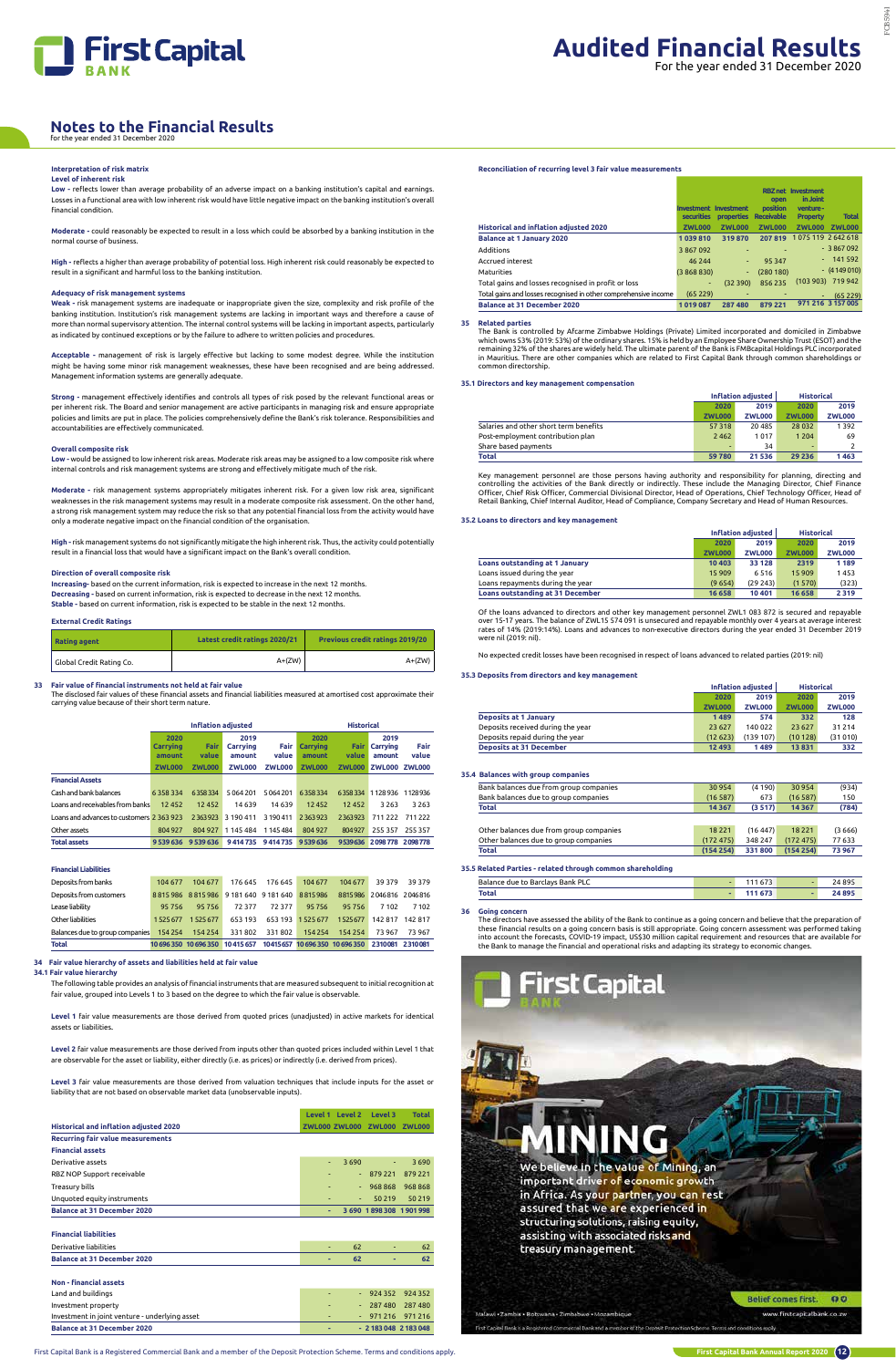# Notes to the Financial Results

for the year ended 31 December 2020

### Interpretation of risk matrix

**Level of inherent risk**

**Low** - reflects lower than average probability of an adverse impact on a banking institution's capital and earnings. Losses in a functional area with low inherent risk would have little negative impact on the banking institution's overall financial condition.

**Moderate** - could reasonably be expected to result in a loss which could be absorbed by a banking institution in the normal course of business.

**High** - reflects a higher than average probability of potential loss. High inherent risk could reasonably be expected to result in a significant and harmful loss to the banking institution.

**Adequacy of risk management systems**

**Weak** - risk management systems are inadequate or inappropriate given the size, complexity and risk profile of the banking institution. Institution's risk management systems are lacking in important ways and therefore a cause of more than normal supervisory attention. The internal control systems will be lacking in important aspects, particularly as indicated by continued exceptions or by the failure to adhere to written policies and procedures.

**Acceptable** - management of risk is largely effective but lacking to some modest degree. While the institution might be having some minor risk management weaknesses, these have been recognised and are being addressed. Management information systems are generally adequate.

**Strong** - management effectively identifies and controls all types of risk posed by the relevant functional areas or per inherent risk. The board and senior management are active participants in managing risk and ensure appropriate policies and limits are put in place. The policies comprehensively define the Bank's risk tolerance. Responsibilities and accountabilities are effectively communicated.

**Overall composite risk**

**Low** - would be assigned to low inherent risk areas. Moderate risk areas may be assigned to a low composite risk where internal controls and risk management systems are strong and effectively mitigate much of the risk.

**Moderate** - risk management systems appropriately mitigates inherent risk. For a given low risk area, significant weaknesses in the risk management systems may result in a moderate composite risk assessment. On the other hand, a strong risk management system may reduce the risk so that any potential financial loss from the activity would have only a moderate negative impact on the financial condition of the organisation.

**High** - risk management systems do not significantly mitigate the high inherent risk. Thus, the activity could potentially result in a financial loss that would have a significant impact on the Bank's overall condition.

**Direction of overall composite risk**

**Increasing**- based on the current information, risk is expected to increase in the next 12 months.
**Decreasing** - based on current information, risk is expected to decrease in the next 12 months.
**Stable** - based on current information, risk is expected to be stable in the next 12 months.

**External Credit Ratings**

| Rating agent | Latest credit ratings 2020/21 | Previous credit ratings 2019/20 |
|---|---|---|
| Global Credit Rating Co. | A+(ZW) | A+(ZW) |

### 33 Fair value of financial instruments not held at fair value

The disclosed fair values of these financial assets and financial liabilities measured at amortised cost approximate their carrying value because of their short term nature.

| | Inflation adjusted | | | | Historical | | | |
|---|---|---|---|---|---|---|---|---|
| | 2020 Carrying amount | Fair value | 2019 Carrying amount | Fair value | 2020 Carrying amount | Fair value | 2019 Carrying amount | Fair value |
| | ZWL000 | ZWL000 | ZWL000 | ZWL000 | ZWL000 | ZWL000 | ZWL000 | ZWL000 |
| **Financial Assets** | | | | | | | | |
| Cash and bank balances | 6 358 334 | 6 358 334 | 5 064 201 | 5 064 201 | 6 358 334 | 6 358 334 | 1 128 936 | 1 128 936 |
| Loans and receivables from banks | 12 452 | 12 452 | 14 639 | 14 639 | 12 452 | 12 452 | 3 263 | 3 263 |
| Loans and advances to customers | 2 363 923 | 2 363 923 | 3 190 411 | 3 190 411 | 2 363 923 | 2 363 923 | 711 222 | 711 222 |
| Other assets | 804 927 | 804 927 | 1 145 484 | 1 145 484 | 804 927 | 804 927 | 255 357 | 255 357 |
| **Total assets** | **9 539 636** | **9 539 636** | **9 414 735** | **9 414 735** | **9 539 636** | **9 539 636** | **2 098 778** | **2 098 778** |
| **Financial Liabilities** | | | | | | | | |
| Deposits from banks | 104 677 | 104 677 | 176 645 | 176 645 | 104 677 | 104 677 | 39 379 | 39 379 |
| Deposits from customers | 8 815 986 | 8 815 986 | 9 181 640 | 9 181 640 | 8 815 986 | 8 815 986 | 2 046 816 | 2 046 816 |
| Lease liability | 95 756 | 95 756 | 72 377 | 72 377 | 95 756 | 95 756 | 7 102 | 7 102 |
| Other liabilities | 1 525 677 | 1 525 677 | 653 193 | 653 193 | 1 525 677 | 1 525 677 | 142 817 | 142 817 |
| Balances due to group companies | 154 254 | 154 254 | 331 802 | 331 802 | 154 254 | 154 254 | 73 967 | 73 967 |
| **Total** | **10 696 350** | **10 696 350** | **10 415 657** | **10 415 657** | **10 696 350** | **10 696 350** | **2 310 081** | **2 310 081** |

### 34 Fair value hierarchy of assets and liabilities held at fair value

**34.1 Fair value hierarchy**

The following table provides an analysis of financial instruments that are measured subsequent to initial recognition at fair value, grouped into Levels 1 to 3 based on the degree to which the fair value is observable.

**Level 1** fair value measurements are those derived from quoted prices (unadjusted) in active markets for identical assets or liabilities.

**Level 2** fair value measurements are those derived from inputs other than quoted prices included within Level 1 that are observable for the asset or liability, either directly (i.e. as prices) or indirectly (i.e. derived from prices).

**Level 3** fair value measurements are those derived from valuation techniques that include inputs for the asset or liability that are not based on observable market data (unobservable inputs).

| Historical and inflation adjusted 2020 | Level 1 ZWL000 | Level 2 ZWL000 | Level 3 ZWL000 | Total ZWL000 |
|---|---|---|---|---|
| **Recurring fair value measurements** | | | | |
| **Financial assets** | | | | |
| Derivative assets | - | 3 690 | - | 3 690 |
| RBZ NOP Support receivable | - | - | 879 221 | 879 221 |
| Treasury bills | - | - | 968 868 | 968 868 |
| Unquoted equity instruments | - | - | 50 219 | 50 219 |
| **Balance at 31 December 2020** | **-** | **3 690** | **1 898 308** | **1 901 998** |
| **Financial liabilities** | | | | |
| Derivative liabilities | - | 62 | - | 62 |
| **Balance at 31 December 2020** | **-** | **62** | **-** | **62** |
| **Non - financial assets** | | | | |
| Land and buildings | - | - | 924 352 | 924 352 |
| Investment property | - | - | 287 480 | 287 480 |
| Investment in joint venture - underlying asset | - | - | 971 216 | 971 216 |
| **Balance at 31 December 2020** | **-** | **-** | **2 183 048** | **2 183 048** |

**Reconciliation of recurring level 3 fair value measurements**

| Historical and inflation adjusted 2020 | Investment securities ZWL000 | Investment properties ZWL000 | RBZ net open position Receivable ZWL000 | Investment in Joint venture-Property ZWL000 | Total ZWL000 |
|---|---|---|---|---|---|
| **Balance at 1 January 2020** | 1 039 810 | 319 870 | 207 819 | 1 075 119 | 2 642 618 |
| Additions | 3 867 092 | - | - | - | 3 867 092 |
| Accrued interest | 46 244 | - | 95 347 | - | 141 592 |
| Maturities | (3 868 830) | - | (280 180) | - | (4 149 010) |
| Total gains and losses recognised in profit or loss | - | (32 390) | 856 235 | (103 903) | 719 942 |
| Total gains and losses recognised in other comprehensive income | (65 229) | - | - | - | (65 229) |
| **Balance at 31 December 2020** | **1 019 087** | **287 480** | **879 221** | **971 216** | **3 157 005** |

### 35 Related parties

The Bank is controlled by Afcarme Zimbabwe Holdings (Private) Limited incorporated and domiciled in Zimbabwe which owns 53% (2019: 53%) of the ordinary shares. 15% is held by an Employee Share Ownership Trust (ESOT) and the remaining 32% of the shares are widely held. The ultimate parent of the Bank is FMBcapital Holdings PLC incorporated in Mauritius. There are other companies which are related to First Capital Bank through common shareholdings or common directorship.

**35.1 Directors and key management compensation**

| | Inflation adjusted | | Historical | |
|---|---|---|---|---|
| | 2020 ZWL000 | 2019 ZWL000 | 2020 ZWL000 | 2019 ZWL000 |
| Salaries and other short term benefits | 57 318 | 20 485 | 28 032 | 1 392 |
| Post-employment contribution plan | 2 462 | 1 017 | 1 204 | 69 |
| Share based payments | - | 34 | - | 2 |
| **Total** | **59 780** | **21 536** | **29 236** | **1 463** |

Key management personnel are those persons having authority and responsibility for planning, directing and controlling the activities of the Bank directly or indirectly. These include the Managing Director, Chief Finance Officer, Chief Risk Officer, Commercial Divisional Director, Head of Operations, Chief Technology Officer, Head of Retail Banking, Chief Internal Auditor, Head of Compliance, Company Secretary and Head of Human Resources.

**35.2 Loans to directors and key management**

| | Inflation adjusted | | Historical | |
|---|---|---|---|---|
| | 2020 ZWL000 | 2019 ZWL000 | 2020 ZWL000 | 2019 ZWL000 |
| **Loans outstanding at 1 January** | 10 403 | 33 128 | 2319 | 1 189 |
| Loans issued during the year | 15 909 | 6 516 | 15 909 | 1 453 |
| Loans repayments during the year | (9 654) | (29 243) | (1 570) | (323) |
| **Loans outstanding at 31 December** | **16 658** | **10 401** | **16 658** | **2 319** |

Of the loans advanced to directors and other key management personnel ZWL1 083 872 is secured and repayable over 15-17 years. The balance of ZWL15 574 091 is unsecured and repayable monthly over 4 years at average interest rates of 14% (2019:14%). Loans and advances to non-executive directors during the year ended 31 December 2019 were nil (2019: nil).

No expected credit losses have been recognised in respect of loans advanced to related parties (2019: nil)

**35.3 Deposits from directors and key management**

| | Inflation adjusted | | Historical | |
|---|---|---|---|---|
| | 2020 ZWL000 | 2019 ZWL000 | 2020 ZWL000 | 2019 ZWL000 |
| **Deposits at 1 January** | 1 489 | 574 | 332 | 128 |
| Deposits received during the year | 23 627 | 140 022 | 23 627 | 31 214 |
| Deposits repaid during the year | (12 623) | (139 107) | (10 128) | (31 010) |
| **Deposits at 31 December** | **12 493** | **1 489** | **13 831** | **332** |

**35.4 Balances with group companies**

| | | | | |
|---|---|---|---|---|
| Bank balances due from group companies | 30 954 | (4 190) | 30 954 | (934) |
| Bank balances due to group companies | (16 587) | 673 | (16 587) | 150 |
| **Total** | **14 367** | **(3 517)** | **14 367** | **(784)** |
| | | | | |
| Other balances due from group companies | 18 221 | (16 447) | 18 221 | (3 666) |
| Other balances due to group companies | (172 475) | 348 247 | (172 475) | 77 633 |
| **Total** | **(154 254)** | **331 800** | **(154 254)** | **73 967** |

**35.5 Related Parties - related through common shareholding**

| | | | | |
|---|---|---|---|---|
| Balance due to Barclays Bank PLC | - | 111 673 | - | 24 895 |
| **Total** | **-** | **111 673** | **-** | **24 895** |

### 36 Going concern

The directors have assessed the ability of the Bank to continue as a going concern and believe that the preparation of these financial results on a going concern basis is still appropriate. Going concern assessment was performed taking into account the forecasts, COVID-19 impact, US$30 million capital requirement and resources that are available for the Bank to manage the financial and operational risks and adapting its strategy to economic changes.

First Capital BANK

MINING

We believe in the value of Mining, an important driver of economic growth in Africa. As your partner, you can rest assured that we are experienced in structuring solutions, raising equity, assisting with associated risks and treasury management.

Belief comes first.

Malawi • Zambia • Botswana • Zimbabwe • Mozambique

www.firstcapitalbank.co.zw

First Capital Bank is a Registered Commercial Bank and a member of the Deposit Protection Scheme. Terms and conditions apply.